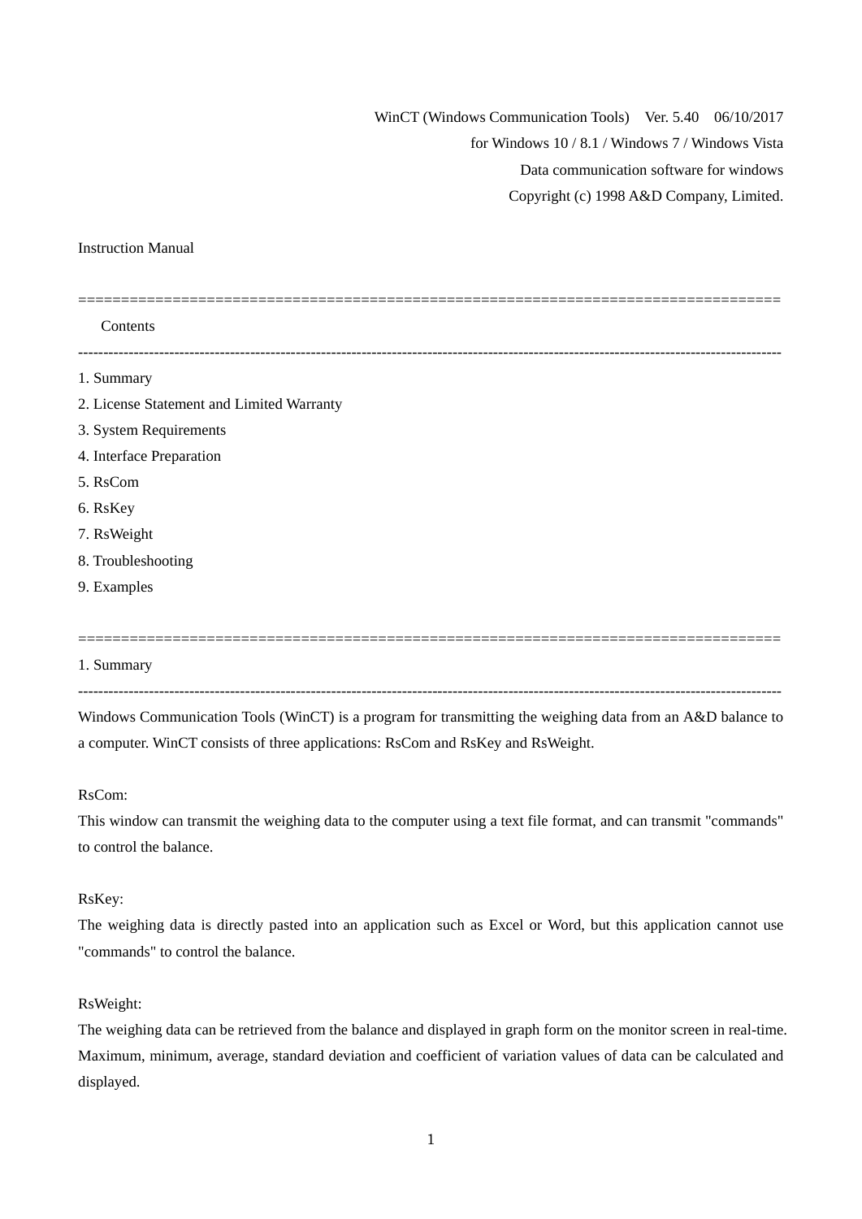WinCT (Windows Communication Tools)  Ver. 5.40  06/10/2017

for Windows 10 / 8.1 / Windows 7 / Windows Vista

Data communication software for windows

Copyright (c) 1998 A&D Company, Limited.

Instruction Manual

====================================================================================

Contents

------------------------------------------------------------------------------------------------------------------------------------------

1. Summary
2. License Statement and Limited Warranty
3. System Requirements
4. Interface Preparation
5. RsCom
6. RsKey
7. RsWeight
8. Troubleshooting
9. Examples

====================================================================================

# 1. Summary

------------------------------------------------------------------------------------------------------------------------------------------

Windows Communication Tools (WinCT) is a program for transmitting the weighing data from an A&D balance to a computer. WinCT consists of three applications: RsCom and RsKey and RsWeight.

RsCom:
This window can transmit the weighing data to the computer using a text file format, and can transmit "commands" to control the balance.

RsKey:
The weighing data is directly pasted into an application such as Excel or Word, but this application cannot use "commands" to control the balance.

RsWeight:
The weighing data can be retrieved from the balance and displayed in graph form on the monitor screen in real-time. Maximum, minimum, average, standard deviation and coefficient of variation values of data can be calculated and displayed.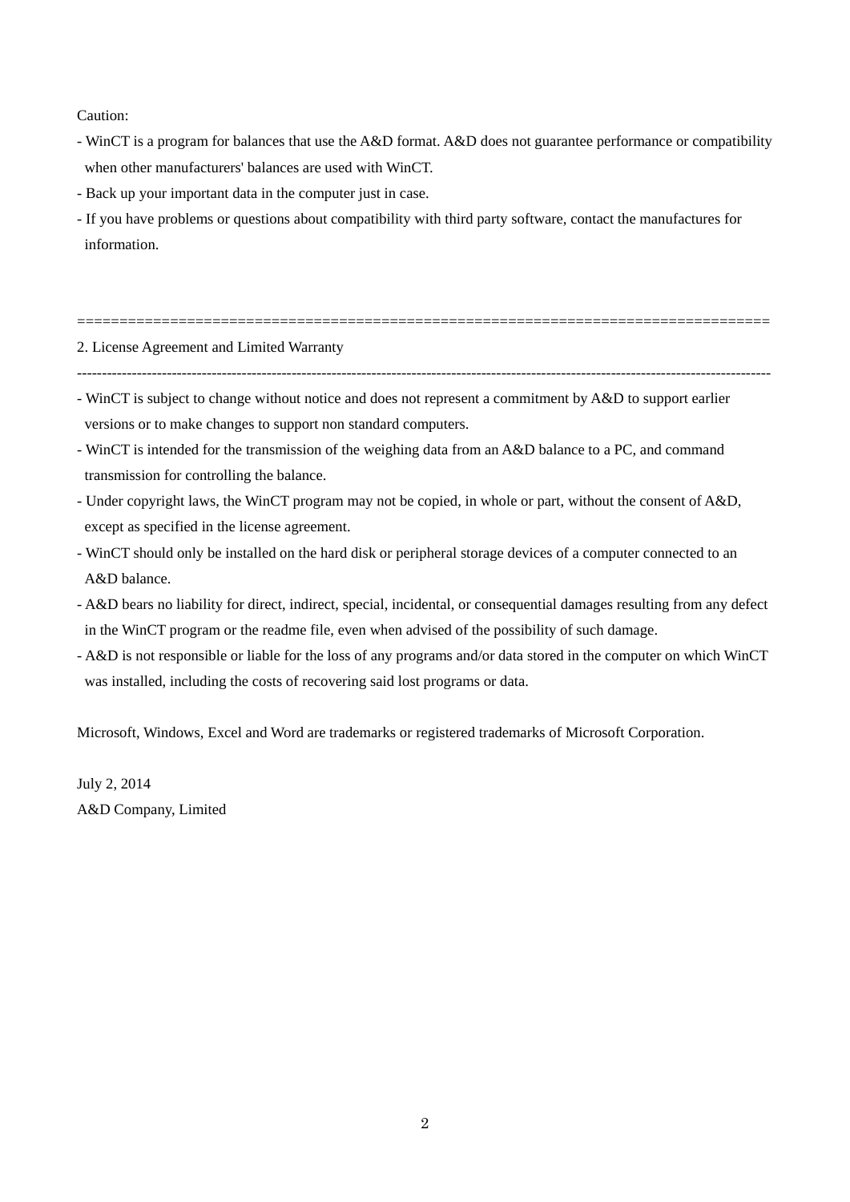Caution:

- WinCT is a program for balances that use the A&D format. A&D does not guarantee performance or compatibility when other manufacturers' balances are used with WinCT.
- Back up your important data in the computer just in case.
- If you have problems or questions about compatibility with third party software, contact the manufactures for information.

================================================================================

## 2. License Agreement and Limited Warranty

--------------------------------------------------------------------------------

- WinCT is subject to change without notice and does not represent a commitment by A&D to support earlier versions or to make changes to support non standard computers.
- WinCT is intended for the transmission of the weighing data from an A&D balance to a PC, and command transmission for controlling the balance.
- Under copyright laws, the WinCT program may not be copied, in whole or part, without the consent of A&D, except as specified in the license agreement.
- WinCT should only be installed on the hard disk or peripheral storage devices of a computer connected to an A&D balance.
- A&D bears no liability for direct, indirect, special, incidental, or consequential damages resulting from any defect in the WinCT program or the readme file, even when advised of the possibility of such damage.
- A&D is not responsible or liable for the loss of any programs and/or data stored in the computer on which WinCT was installed, including the costs of recovering said lost programs or data.

Microsoft, Windows, Excel and Word are trademarks or registered trademarks of Microsoft Corporation.

July 2, 2014
A&D Company, Limited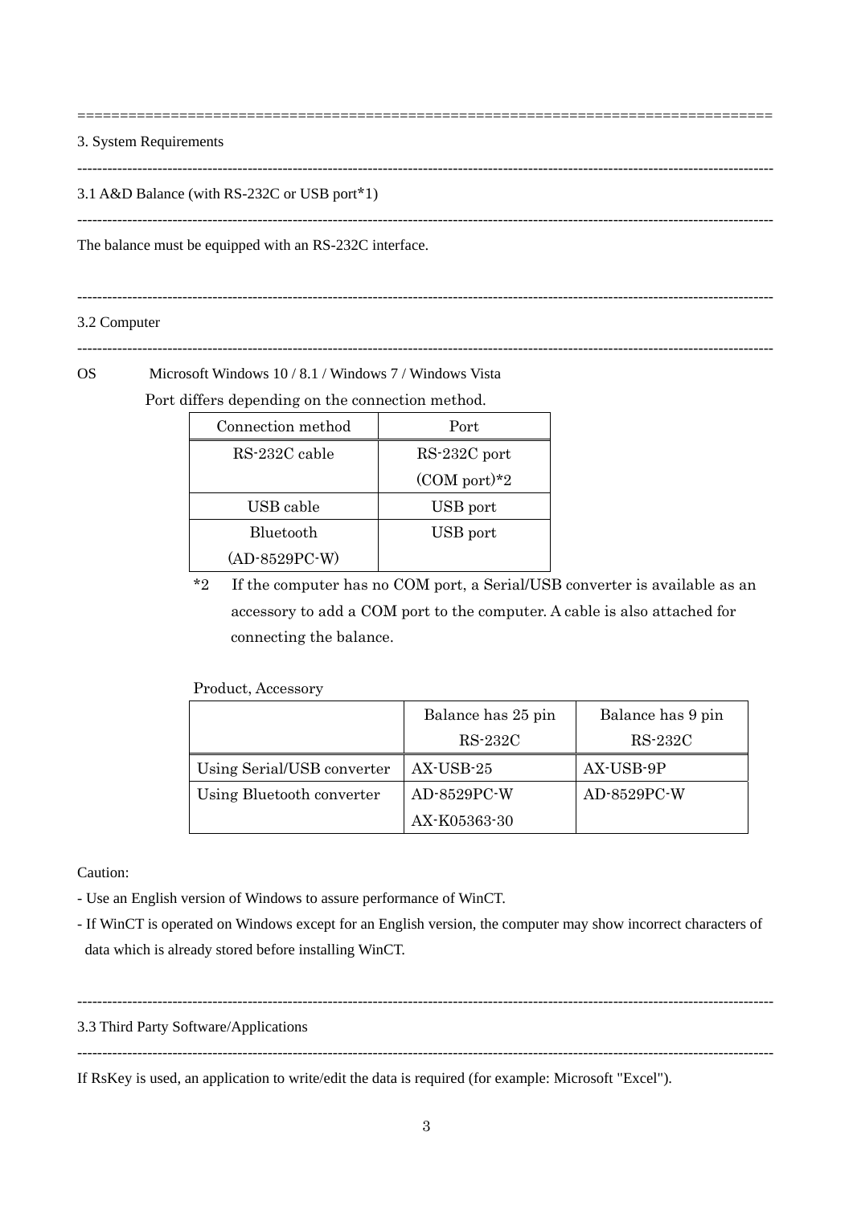=====================================================================================

## 3. System Requirements

---

### 3.1 A&D Balance (with RS-232C or USB port*1)

---

The balance must be equipped with an RS-232C interface.

---

### 3.2 Computer

---

OS Microsoft Windows 10 / 8.1 / Windows 7 / Windows Vista

Port differs depending on the connection method.

| Connection method | Port |
|---|---|
| RS-232C cable | RS-232C port (COM port)*2 |
| USB cable | USB port |
| Bluetooth (AD-8529PC-W) | USB port |

*2 If the computer has no COM port, a Serial/USB converter is available as an accessory to add a COM port to the computer. A cable is also attached for connecting the balance.

Product, Accessory

| | Balance has 25 pin RS-232C | Balance has 9 pin RS-232C |
|---|---|---|
| Using Serial/USB converter | AX-USB-25 | AX-USB-9P |
| Using Bluetooth converter | AD-8529PC-W<br>AX-K05363-30 | AD-8529PC-W |

Caution:

- Use an English version of Windows to assure performance of WinCT.
- If WinCT is operated on Windows except for an English version, the computer may show incorrect characters of data which is already stored before installing WinCT.

---

### 3.3 Third Party Software/Applications

---

If RsKey is used, an application to write/edit the data is required (for example: Microsoft "Excel").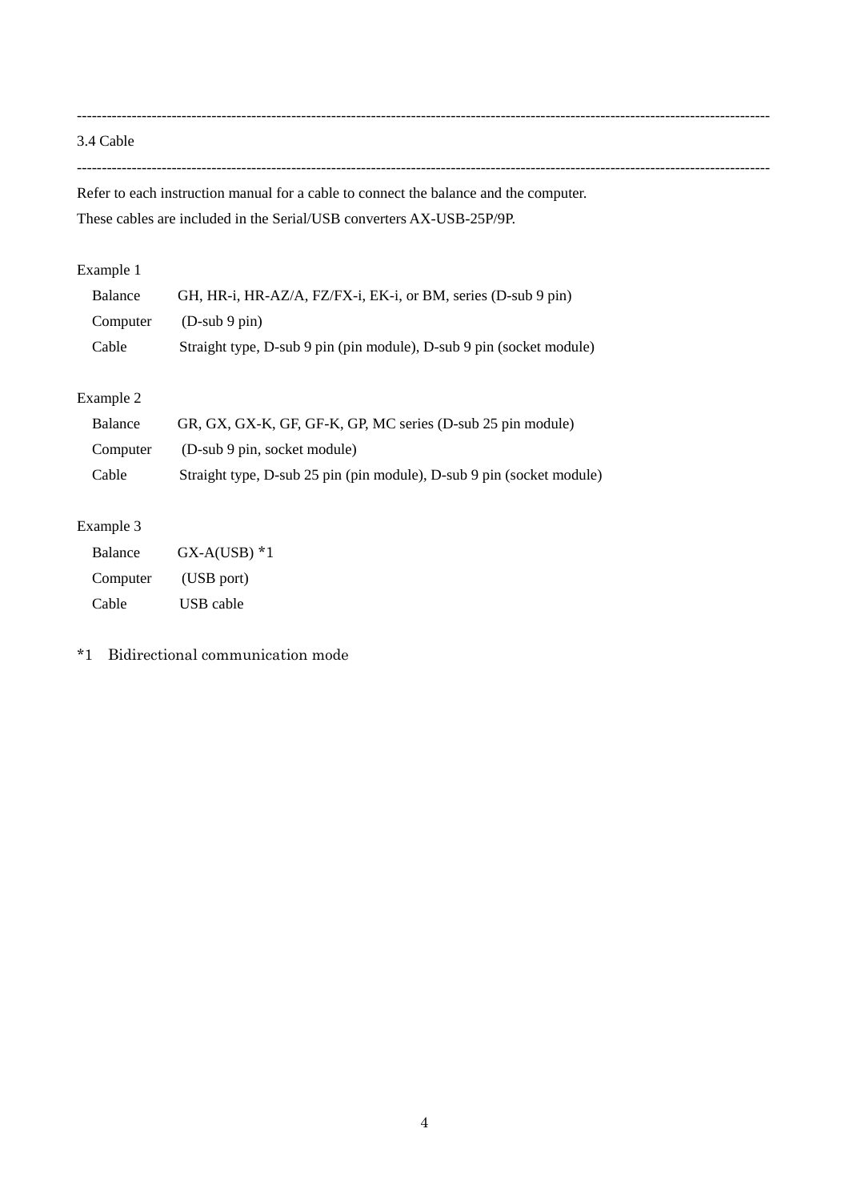## 3.4 Cable

Refer to each instruction manual for a cable to connect the balance and the computer.
These cables are included in the Serial/USB converters AX-USB-25P/9P.

Example 1

| | |
|---|---|
| Balance | GH, HR-i, HR-AZ/A, FZ/FX-i, EK-i, or BM, series (D-sub 9 pin) |
| Computer | (D-sub 9 pin) |
| Cable | Straight type, D-sub 9 pin (pin module), D-sub 9 pin (socket module) |

Example 2

| | |
|---|---|
| Balance | GR, GX, GX-K, GF, GF-K, GP, MC series (D-sub 25 pin module) |
| Computer | (D-sub 9 pin, socket module) |
| Cable | Straight type, D-sub 25 pin (pin module), D-sub 9 pin (socket module) |

Example 3

| | |
|---|---|
| Balance | GX-A(USB) *1 |
| Computer | (USB port) |
| Cable | USB cable |

*1 Bidirectional communication mode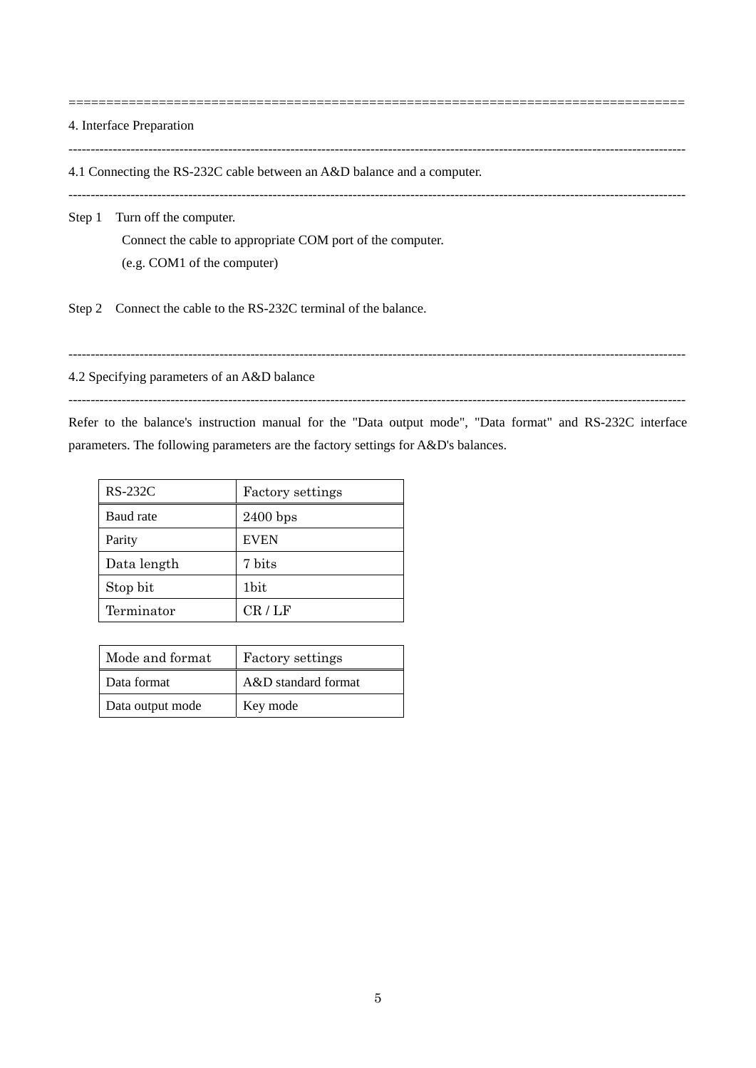# 4. Interface Preparation

## 4.1 Connecting the RS-232C cable between an A&D balance and a computer.

Step 1 Turn off the computer.
Connect the cable to appropriate COM port of the computer.
(e.g. COM1 of the computer)

Step 2 Connect the cable to the RS-232C terminal of the balance.

## 4.2 Specifying parameters of an A&D balance

Refer to the balance's instruction manual for the "Data output mode", "Data format" and RS-232C interface parameters. The following parameters are the factory settings for A&D's balances.

| RS-232C | Factory settings |
|---|---|
| Baud rate | 2400 bps |
| Parity | EVEN |
| Data length | 7 bits |
| Stop bit | 1bit |
| Terminator | CR / LF |

| Mode and format | Factory settings |
|---|---|
| Data format | A&D standard format |
| Data output mode | Key mode |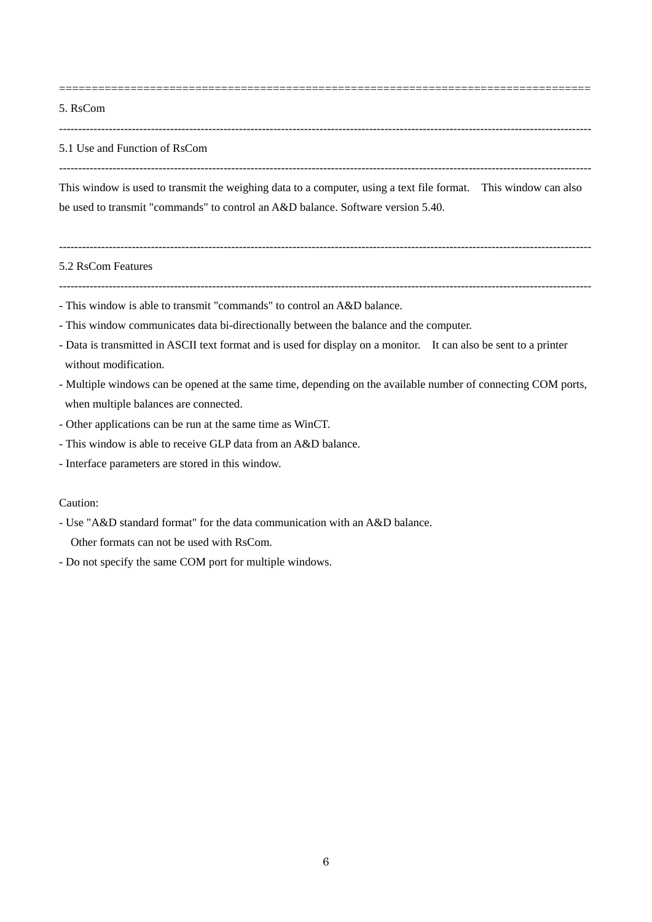## 5. RsCom

### 5.1 Use and Function of RsCom

This window is used to transmit the weighing data to a computer, using a text file format. This window can also be used to transmit "commands" to control an A&D balance. Software version 5.40.

### 5.2 RsCom Features

- This window is able to transmit "commands" to control an A&D balance.
- This window communicates data bi-directionally between the balance and the computer.
- Data is transmitted in ASCII text format and is used for display on a monitor. It can also be sent to a printer without modification.
- Multiple windows can be opened at the same time, depending on the available number of connecting COM ports, when multiple balances are connected.
- Other applications can be run at the same time as WinCT.
- This window is able to receive GLP data from an A&D balance.
- Interface parameters are stored in this window.

Caution:

- Use "A&D standard format" for the data communication with an A&D balance.
  Other formats can not be used with RsCom.
- Do not specify the same COM port for multiple windows.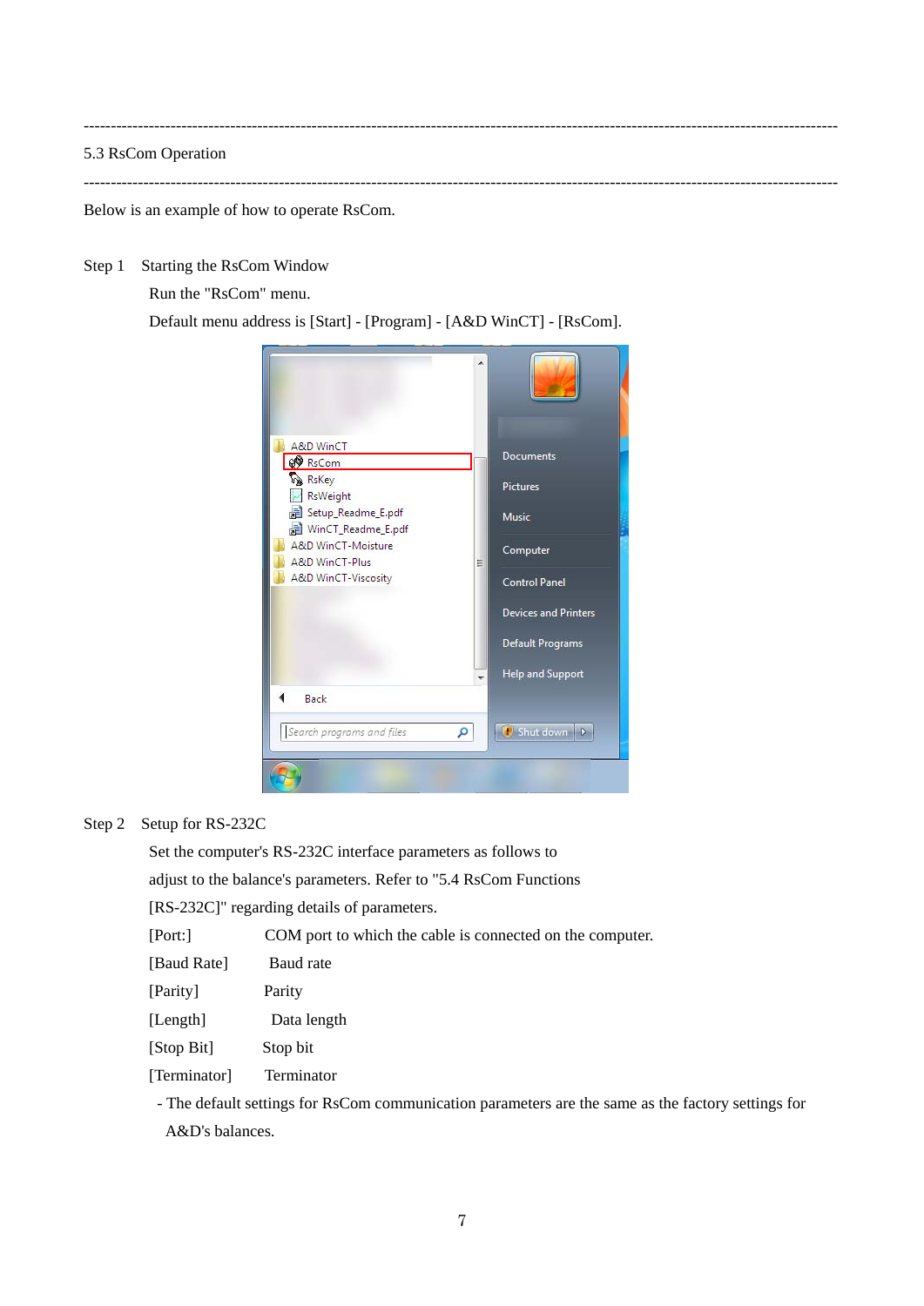## 5.3 RsCom Operation

Below is an example of how to operate RsCom.

Step 1 Starting the RsCom Window

Run the "RsCom" menu.

Default menu address is [Start] - [Program] - [A&D WinCT] - [RsCom].

Step 2 Setup for RS-232C

Set the computer's RS-232C interface parameters as follows to adjust to the balance's parameters. Refer to "5.4 RsCom Functions [RS-232C]" regarding details of parameters.

| | |
|---|---|
| [Port:] | COM port to which the cable is connected on the computer. |
| [Baud Rate] | Baud rate |
| [Parity] | Parity |
| [Length] | Data length |
| [Stop Bit] | Stop bit |
| [Terminator] | Terminator |

- The default settings for RsCom communication parameters are the same as the factory settings for A&D's balances.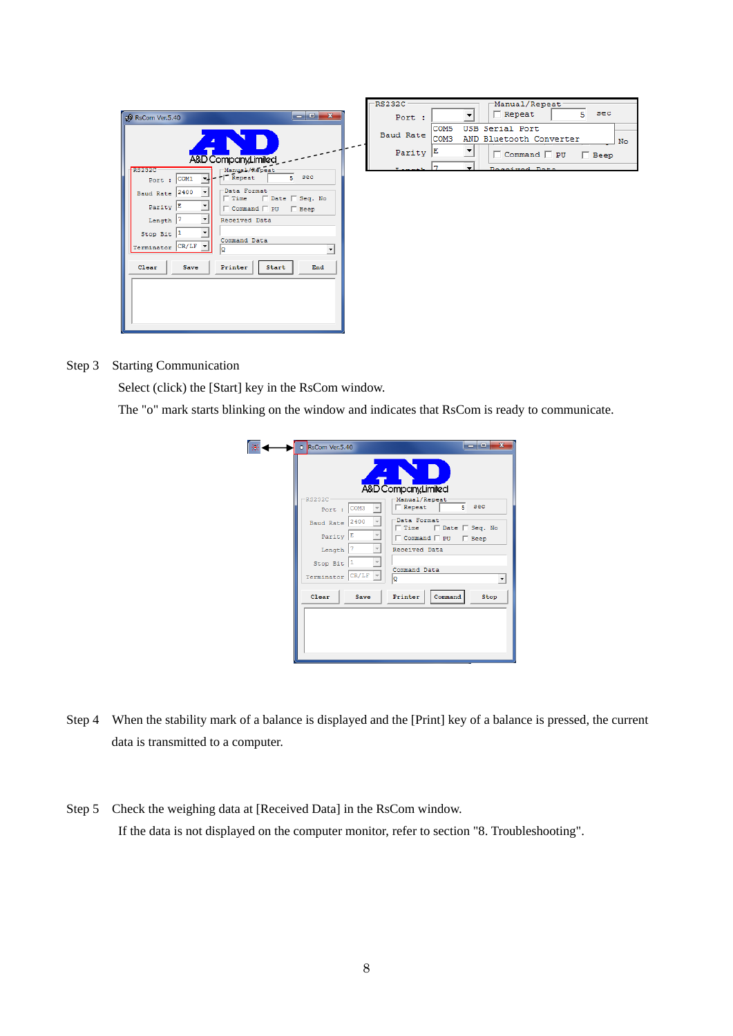Step 3 Starting Communication

Select (click) the [Start] key in the RsCom window.

The "o" mark starts blinking on the window and indicates that RsCom is ready to communicate.

Step 4 When the stability mark of a balance is displayed and the [Print] key of a balance is pressed, the current data is transmitted to a computer.

Step 5 Check the weighing data at [Received Data] in the RsCom window.

If the data is not displayed on the computer monitor, refer to section "8. Troubleshooting".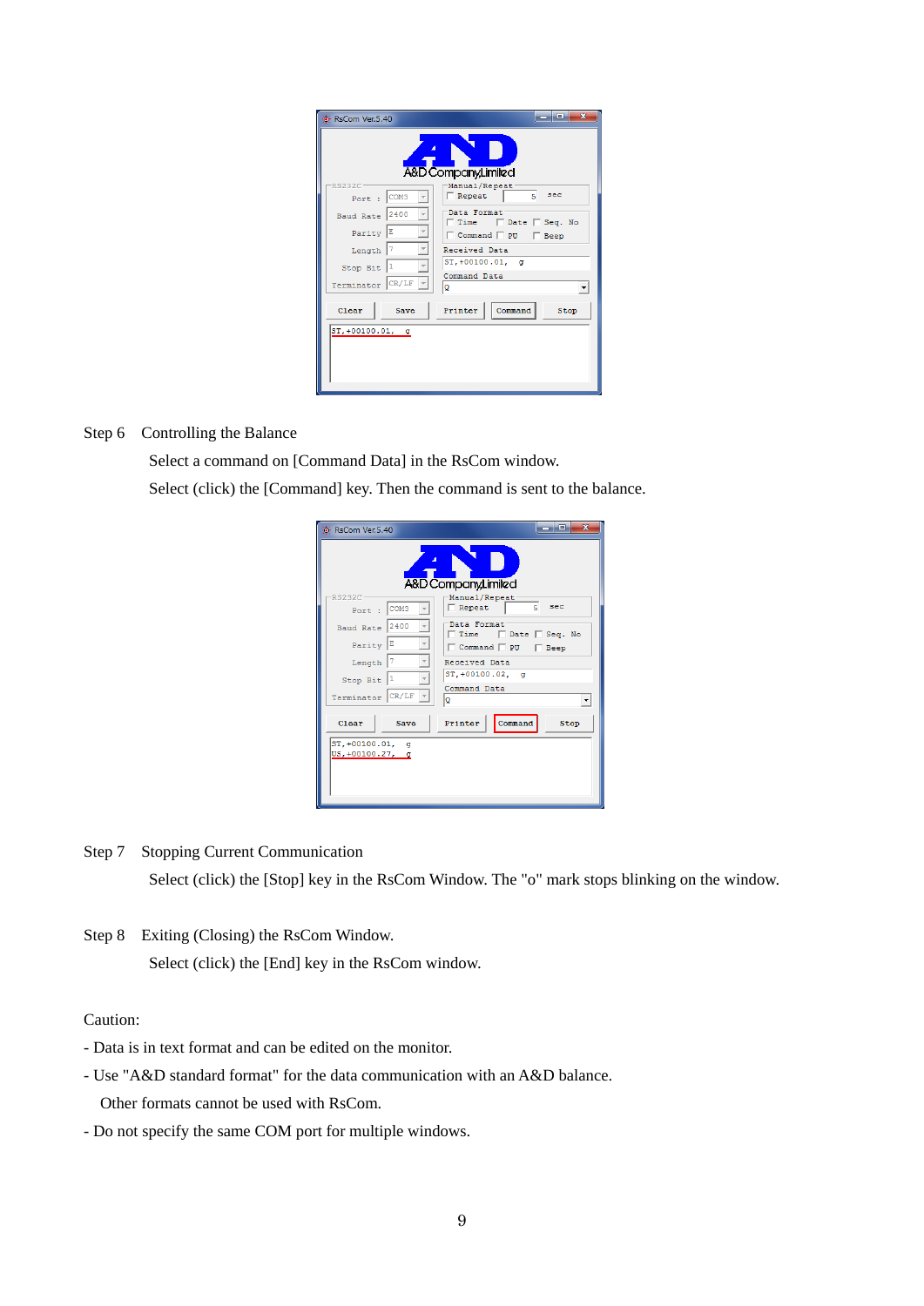Step 6 Controlling the Balance

Select a command on [Command Data] in the RsCom window.

Select (click) the [Command] key. Then the command is sent to the balance.

Step 7 Stopping Current Communication

Select (click) the [Stop] key in the RsCom Window. The "o" mark stops blinking on the window.

Step 8 Exiting (Closing) the RsCom Window.

Select (click) the [End] key in the RsCom window.

Caution:

- Data is in text format and can be edited on the monitor.
- Use "A&D standard format" for the data communication with an A&D balance.
  Other formats cannot be used with RsCom.
- Do not specify the same COM port for multiple windows.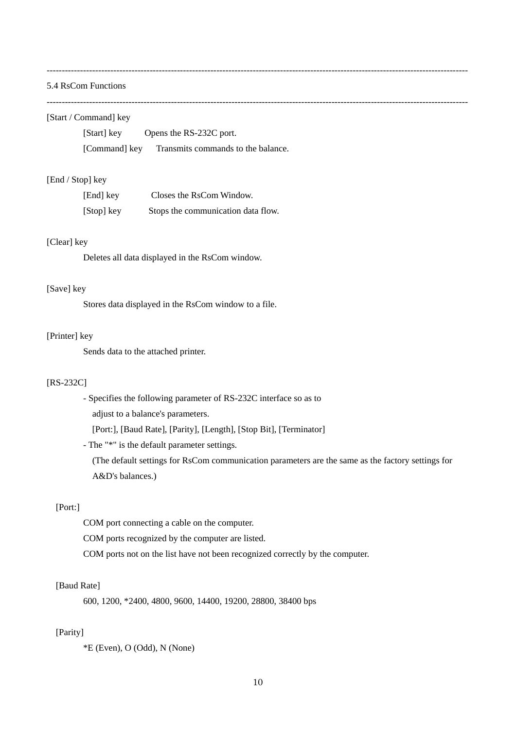---

## 5.4 RsCom Functions

---

[Start / Command] key

- [Start] key Opens the RS-232C port.
- [Command] key Transmits commands to the balance.

[End / Stop] key

- [End] key Closes the RsCom Window.
- [Stop] key Stops the communication data flow.

[Clear] key

Deletes all data displayed in the RsCom window.

[Save] key

Stores data displayed in the RsCom window to a file.

[Printer] key

Sends data to the attached printer.

[RS-232C]

- Specifies the following parameter of RS-232C interface so as to adjust to a balance's parameters.
  [Port:], [Baud Rate], [Parity], [Length], [Stop Bit], [Terminator]
- The "*" is the default parameter settings.
  (The default settings for RsCom communication parameters are the same as the factory settings for A&D's balances.)

[Port:]

COM port connecting a cable on the computer.
COM ports recognized by the computer are listed.
COM ports not on the list have not been recognized correctly by the computer.

[Baud Rate]

600, 1200, *2400, 4800, 9600, 14400, 19200, 28800, 38400 bps

[Parity]

*E (Even), O (Odd), N (None)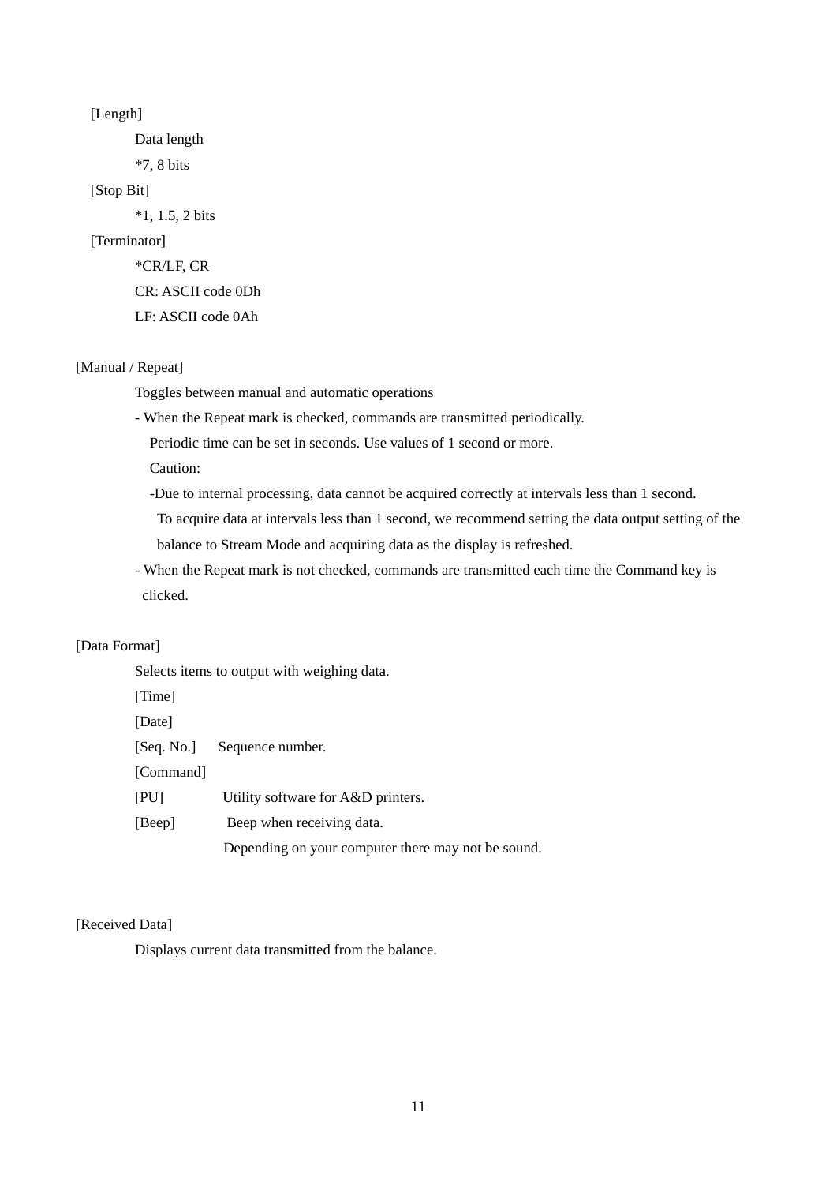[Length]

Data length

*7, 8 bits

[Stop Bit]

*1, 1.5, 2 bits

[Terminator]

*CR/LF, CR

CR: ASCII code 0Dh

LF: ASCII code 0Ah

[Manual / Repeat]

Toggles between manual and automatic operations

- When the Repeat mark is checked, commands are transmitted periodically.
  Periodic time can be set in seconds. Use values of 1 second or more.
  Caution:
  -Due to internal processing, data cannot be acquired correctly at intervals less than 1 second.
  To acquire data at intervals less than 1 second, we recommend setting the data output setting of the balance to Stream Mode and acquiring data as the display is refreshed.
- When the Repeat mark is not checked, commands are transmitted each time the Command key is clicked.

[Data Format]

Selects items to output with weighing data.

[Time]

[Date]

[Seq. No.] Sequence number.

[Command]

[PU] Utility software for A&D printers.

[Beep] Beep when receiving data.
Depending on your computer there may not be sound.

[Received Data]

Displays current data transmitted from the balance.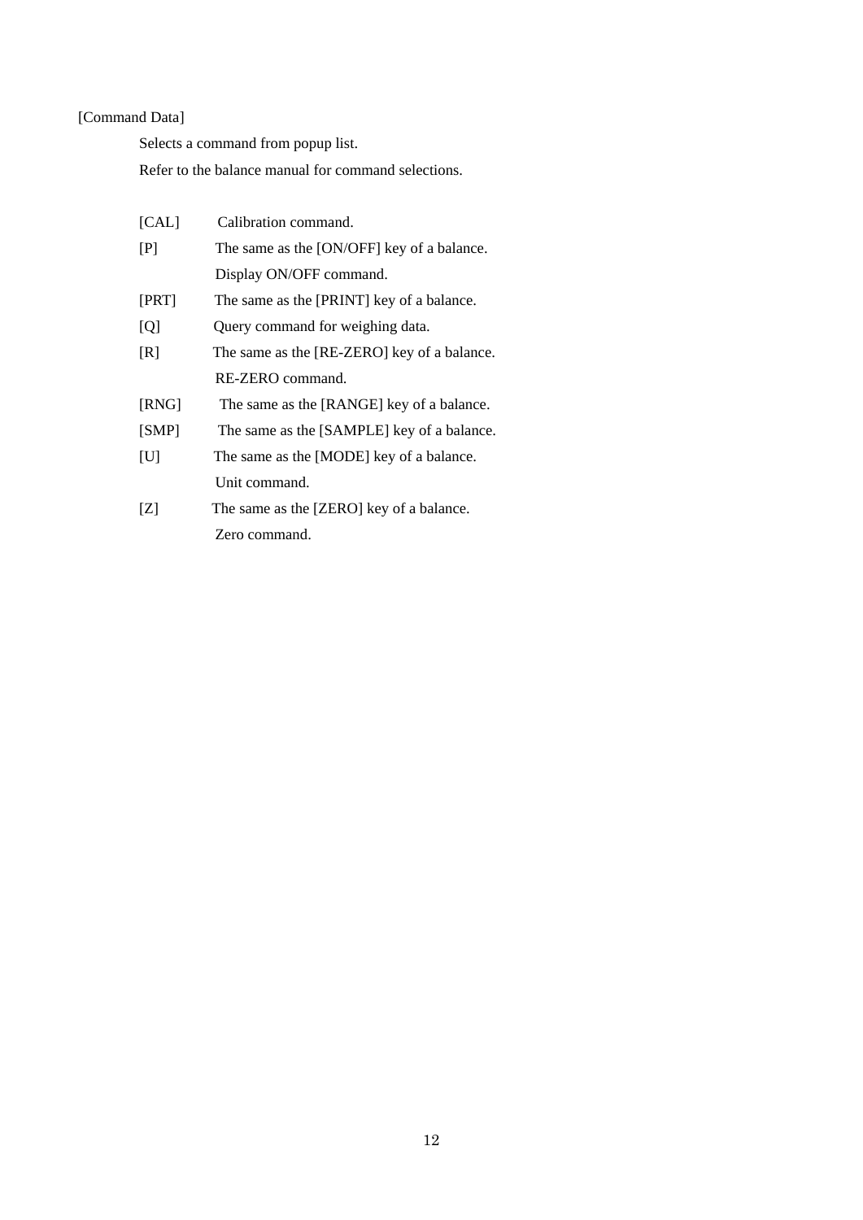[Command Data]

Selects a command from popup list.

Refer to the balance manual for command selections.

| | |
|---|---|
| [CAL] | Calibration command. |
| [P] | The same as the [ON/OFF] key of a balance.<br>Display ON/OFF command. |
| [PRT] | The same as the [PRINT] key of a balance. |
| [Q] | Query command for weighing data. |
| [R] | The same as the [RE-ZERO] key of a balance.<br>RE-ZERO command. |
| [RNG] | The same as the [RANGE] key of a balance. |
| [SMP] | The same as the [SAMPLE] key of a balance. |
| [U] | The same as the [MODE] key of a balance.<br>Unit command. |
| [Z] | The same as the [ZERO] key of a balance.<br>Zero command. |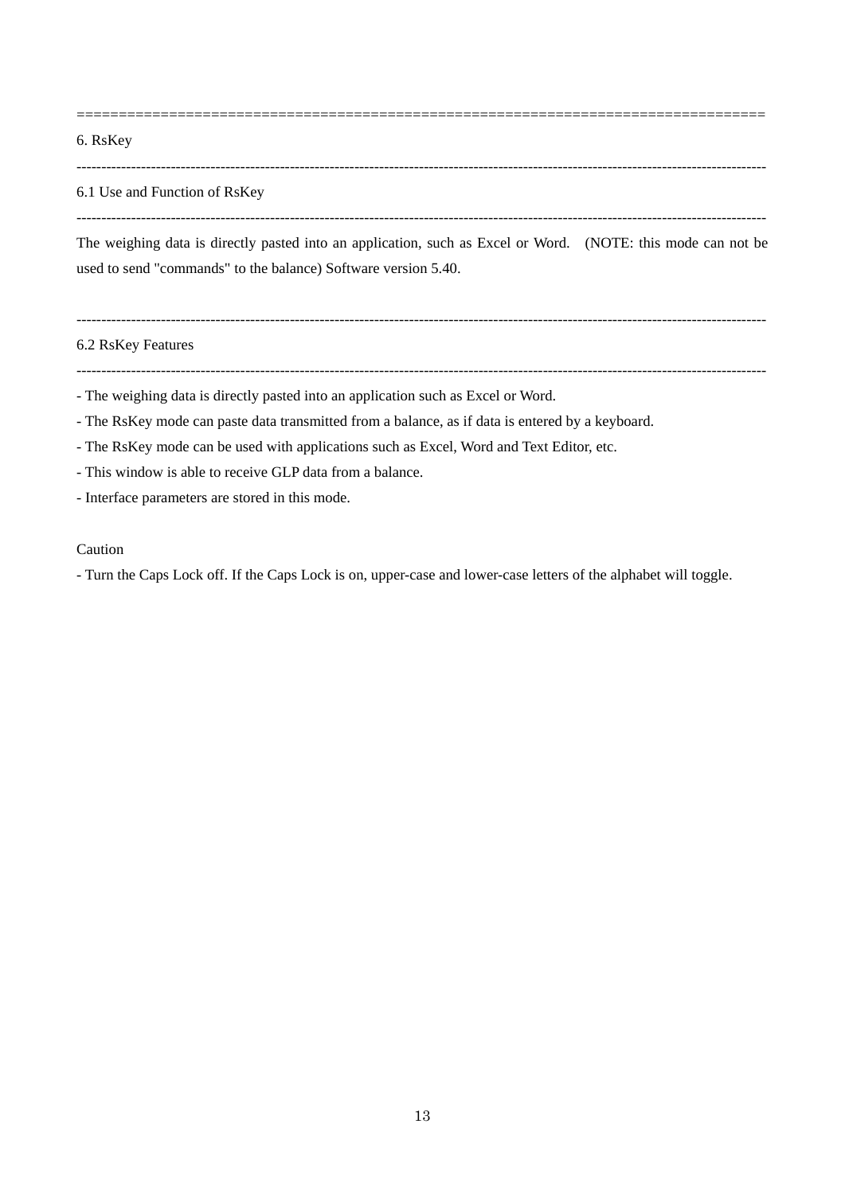# 6. RsKey

## 6.1 Use and Function of RsKey

The weighing data is directly pasted into an application, such as Excel or Word. (NOTE: this mode can not be used to send "commands" to the balance) Software version 5.40.

## 6.2 RsKey Features

- The weighing data is directly pasted into an application such as Excel or Word.
- The RsKey mode can paste data transmitted from a balance, as if data is entered by a keyboard.
- The RsKey mode can be used with applications such as Excel, Word and Text Editor, etc.
- This window is able to receive GLP data from a balance.
- Interface parameters are stored in this mode.

Caution

- Turn the Caps Lock off. If the Caps Lock is on, upper-case and lower-case letters of the alphabet will toggle.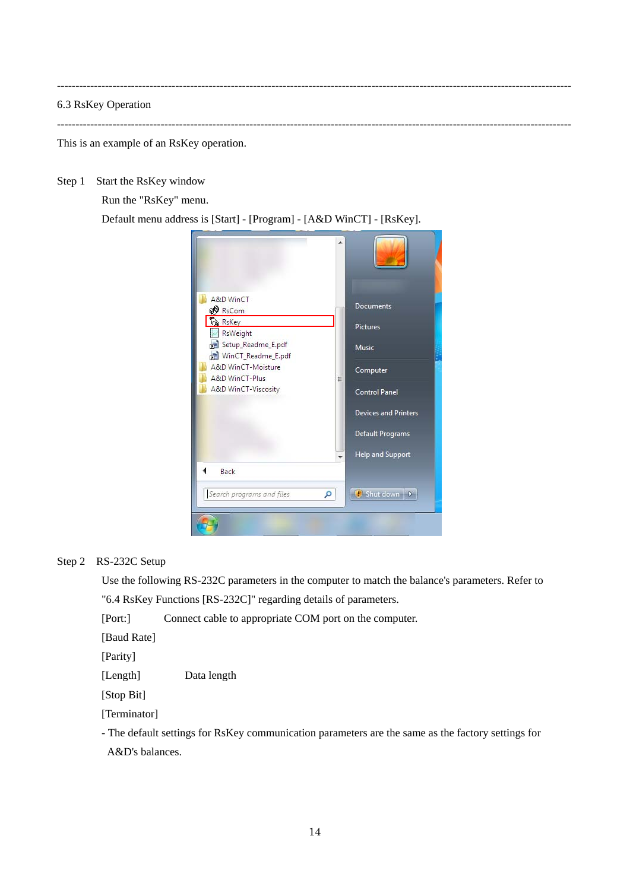---

## 6.3 RsKey Operation

---

This is an example of an RsKey operation.

Step 1 Start the RsKey window

Run the "RsKey" menu.

Default menu address is [Start] - [Program] - [A&D WinCT] - [RsKey].

Step 2 RS-232C Setup

Use the following RS-232C parameters in the computer to match the balance's parameters. Refer to "6.4 RsKey Functions [RS-232C]" regarding details of parameters.

[Port:] Connect cable to appropriate COM port on the computer.

[Baud Rate]

[Parity]

[Length] Data length

[Stop Bit]

[Terminator]

- The default settings for RsKey communication parameters are the same as the factory settings for A&D's balances.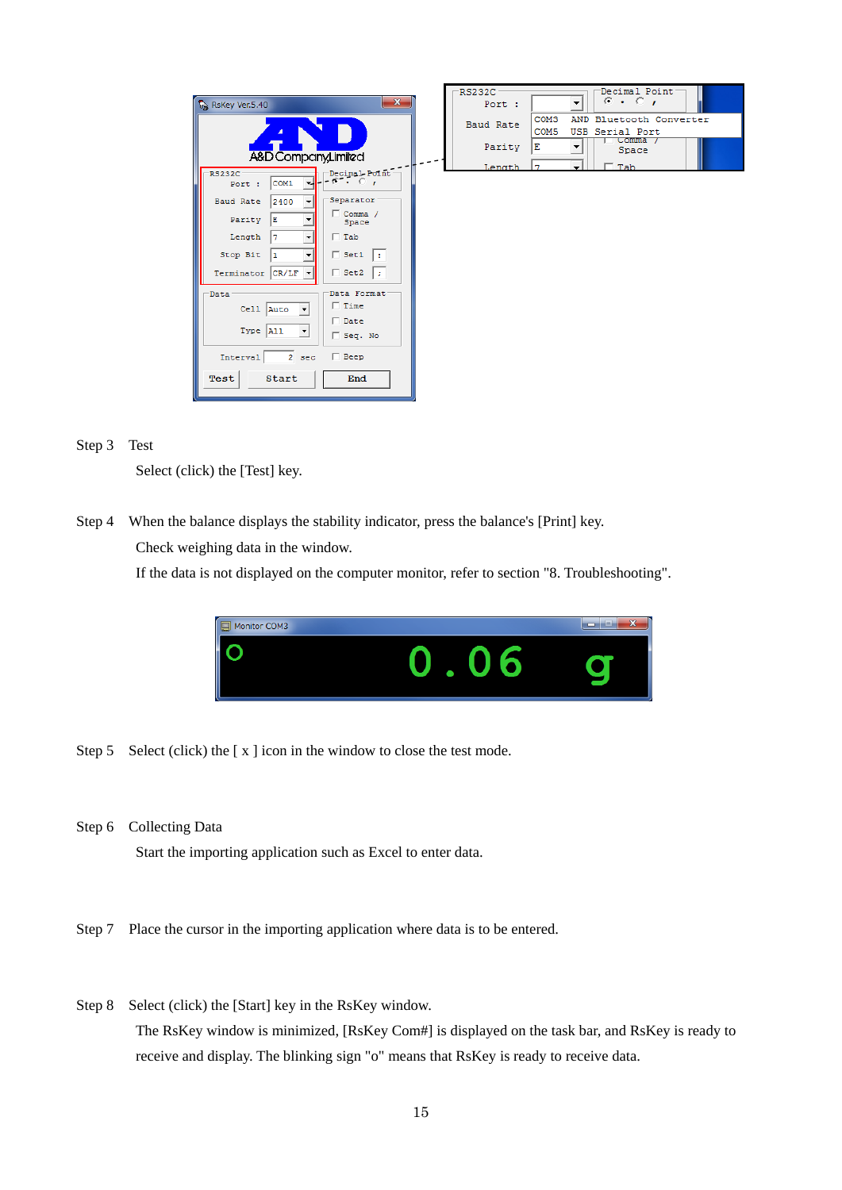Step 3　Test

Select (click) the [Test] key.

Step 4　When the balance displays the stability indicator, press the balance's [Print] key.

Check weighing data in the window.

If the data is not displayed on the computer monitor, refer to section "8. Troubleshooting".

Step 5　Select (click) the [ x ] icon in the window to close the test mode.

Step 6　Collecting Data

Start the importing application such as Excel to enter data.

Step 7　Place the cursor in the importing application where data is to be entered.

Step 8　Select (click) the [Start] key in the RsKey window.

The RsKey window is minimized, [RsKey Com#] is displayed on the task bar, and RsKey is ready to receive and display. The blinking sign "o" means that RsKey is ready to receive data.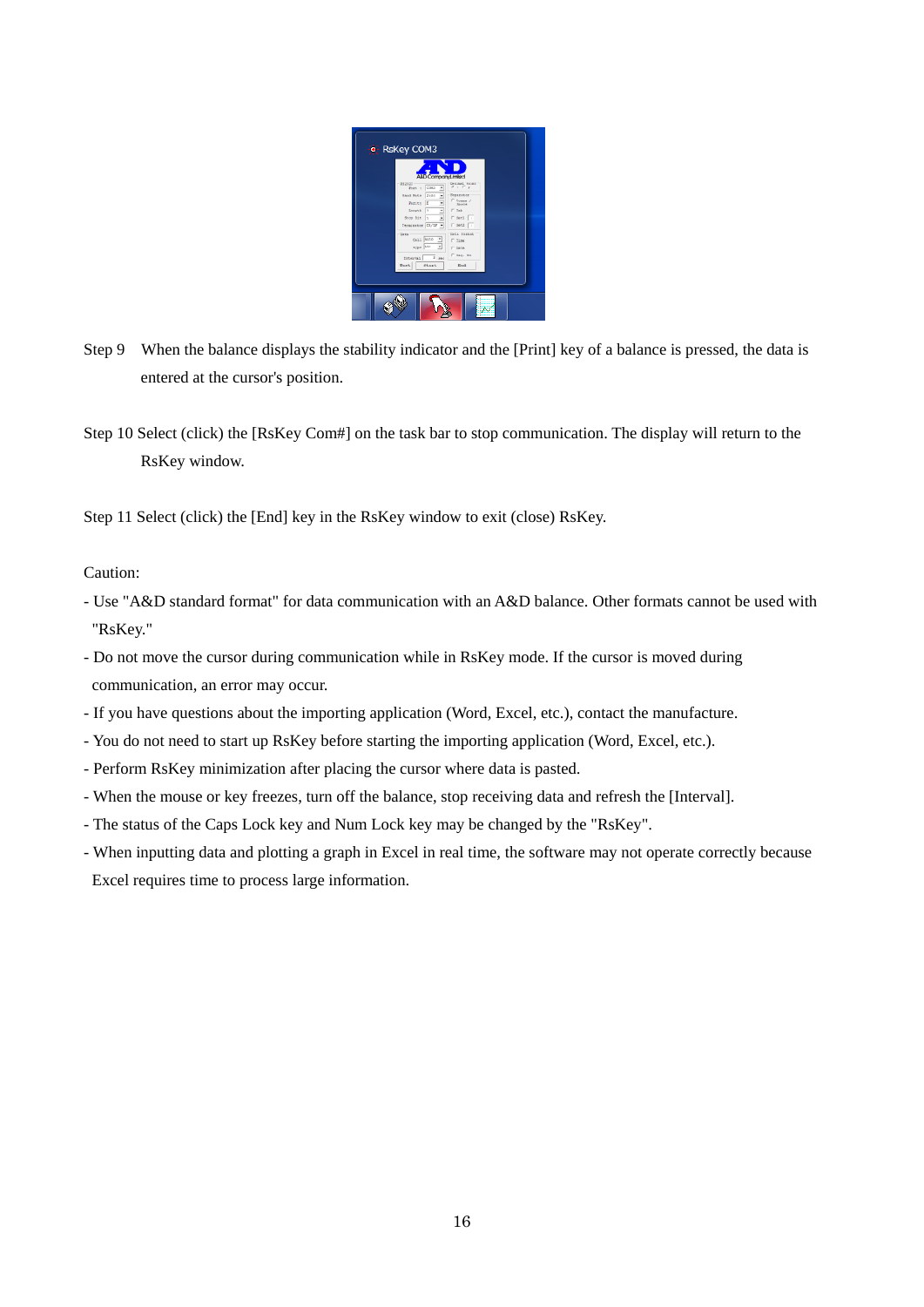Step 9 When the balance displays the stability indicator and the [Print] key of a balance is pressed, the data is entered at the cursor's position.

Step 10 Select (click) the [RsKey Com#] on the task bar to stop communication. The display will return to the RsKey window.

Step 11 Select (click) the [End] key in the RsKey window to exit (close) RsKey.

Caution:

- Use "A&D standard format" for data communication with an A&D balance. Other formats cannot be used with "RsKey."
- Do not move the cursor during communication while in RsKey mode. If the cursor is moved during communication, an error may occur.
- If you have questions about the importing application (Word, Excel, etc.), contact the manufacture.
- You do not need to start up RsKey before starting the importing application (Word, Excel, etc.).
- Perform RsKey minimization after placing the cursor where data is pasted.
- When the mouse or key freezes, turn off the balance, stop receiving data and refresh the [Interval].
- The status of the Caps Lock key and Num Lock key may be changed by the "RsKey".
- When inputting data and plotting a graph in Excel in real time, the software may not operate correctly because Excel requires time to process large information.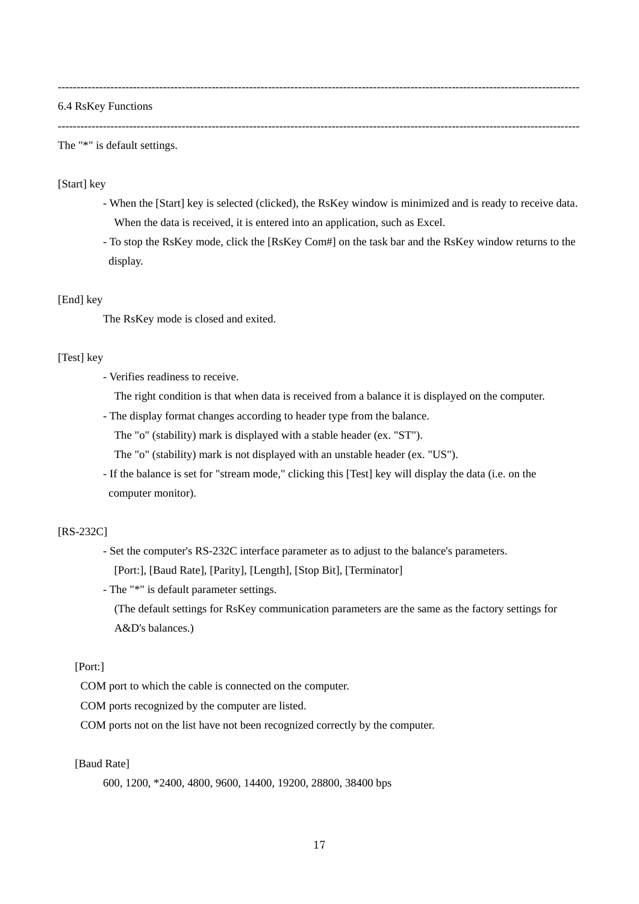---

## 6.4 RsKey Functions

---

The "*" is default settings.

[Start] key

- When the [Start] key is selected (clicked), the RsKey window is minimized and is ready to receive data. When the data is received, it is entered into an application, such as Excel.
- To stop the RsKey mode, click the [RsKey Com#] on the task bar and the RsKey window returns to the display.

[End] key

The RsKey mode is closed and exited.

[Test] key

- Verifies readiness to receive.
  The right condition is that when data is received from a balance it is displayed on the computer.
- The display format changes according to header type from the balance.
  The "o" (stability) mark is displayed with a stable header (ex. "ST").
  The "o" (stability) mark is not displayed with an unstable header (ex. "US").
- If the balance is set for "stream mode," clicking this [Test] key will display the data (i.e. on the computer monitor).

[RS-232C]

- Set the computer's RS-232C interface parameter as to adjust to the balance's parameters.
  [Port:], [Baud Rate], [Parity], [Length], [Stop Bit], [Terminator]
- The "*" is default parameter settings.
  (The default settings for RsKey communication parameters are the same as the factory settings for A&D's balances.)

[Port:]

COM port to which the cable is connected on the computer.
COM ports recognized by the computer are listed.
COM ports not on the list have not been recognized correctly by the computer.

[Baud Rate]

600, 1200, *2400, 4800, 9600, 14400, 19200, 28800, 38400 bps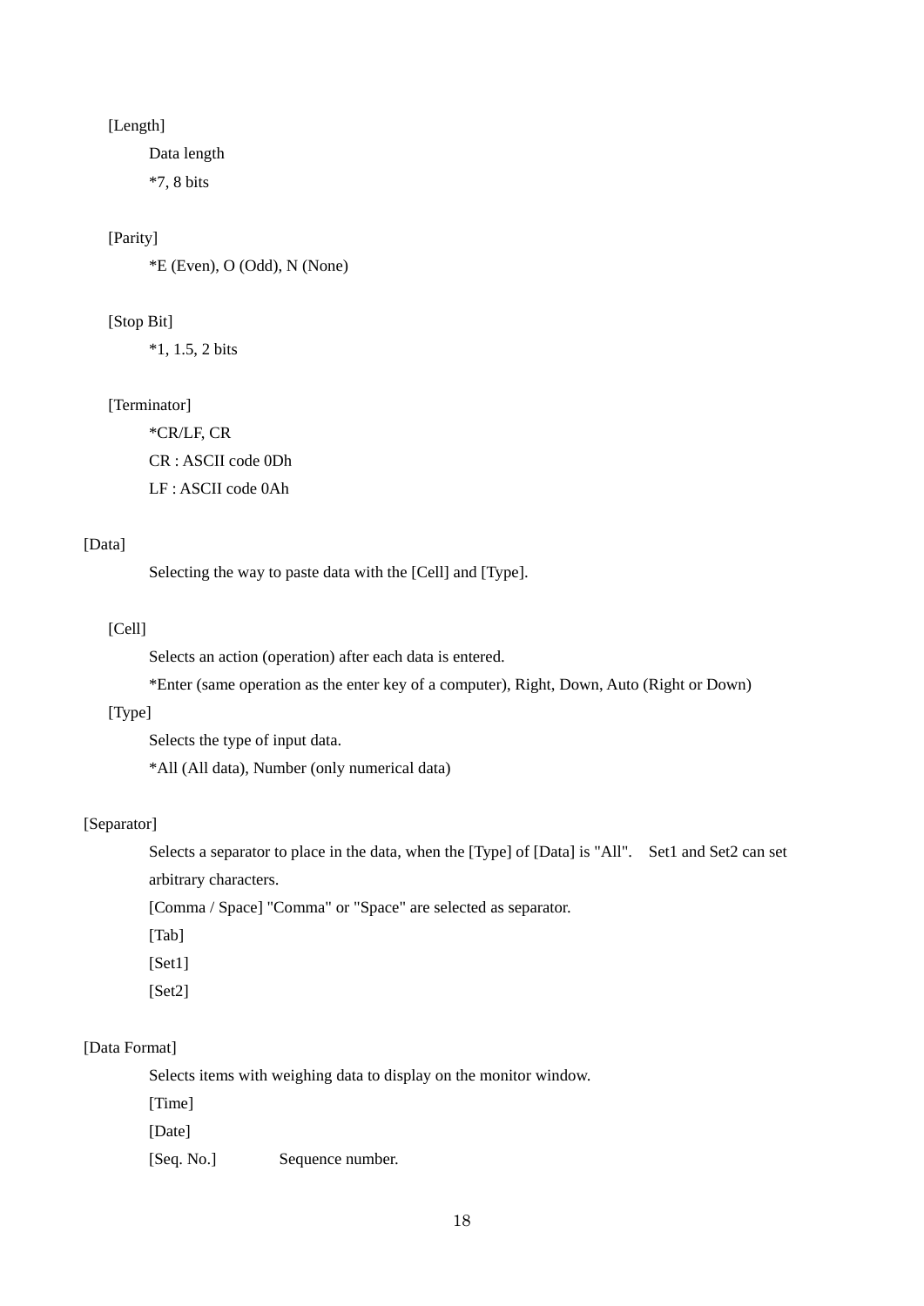[Length]

Data length

*7, 8 bits

[Parity]

*E (Even), O (Odd), N (None)

[Stop Bit]

*1, 1.5, 2 bits

[Terminator]

*CR/LF, CR

CR : ASCII code 0Dh

LF : ASCII code 0Ah

[Data]

Selecting the way to paste data with the [Cell] and [Type].

[Cell]

Selects an action (operation) after each data is entered.

*Enter (same operation as the enter key of a computer), Right, Down, Auto (Right or Down)

[Type]

Selects the type of input data.

*All (All data), Number (only numerical data)

[Separator]

Selects a separator to place in the data, when the [Type] of [Data] is "All".  Set1 and Set2 can set arbitrary characters.

[Comma / Space] "Comma" or "Space" are selected as separator.

[Tab]

[Set1]

[Set2]

[Data Format]

Selects items with weighing data to display on the monitor window.

[Time]

[Date]

[Seq. No.]   Sequence number.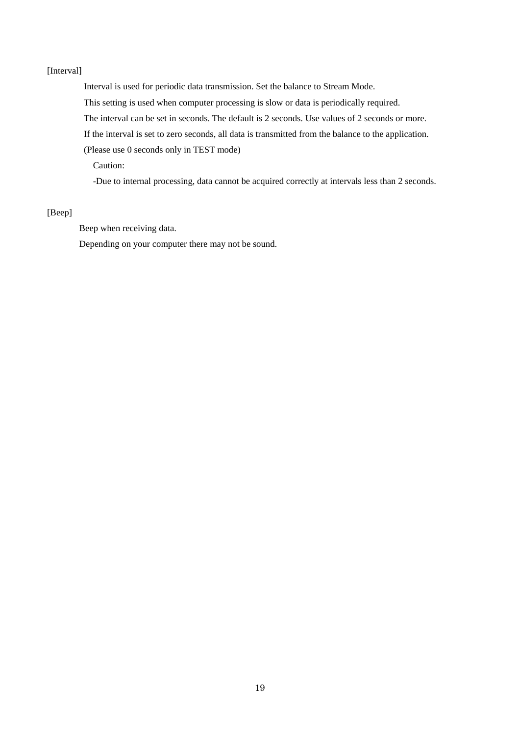[Interval]

Interval is used for periodic data transmission. Set the balance to Stream Mode.

This setting is used when computer processing is slow or data is periodically required.

The interval can be set in seconds. The default is 2 seconds. Use values of 2 seconds or more.

If the interval is set to zero seconds, all data is transmitted from the balance to the application.

(Please use 0 seconds only in TEST mode)

Caution:

-Due to internal processing, data cannot be acquired correctly at intervals less than 2 seconds.

[Beep]

Beep when receiving data.

Depending on your computer there may not be sound.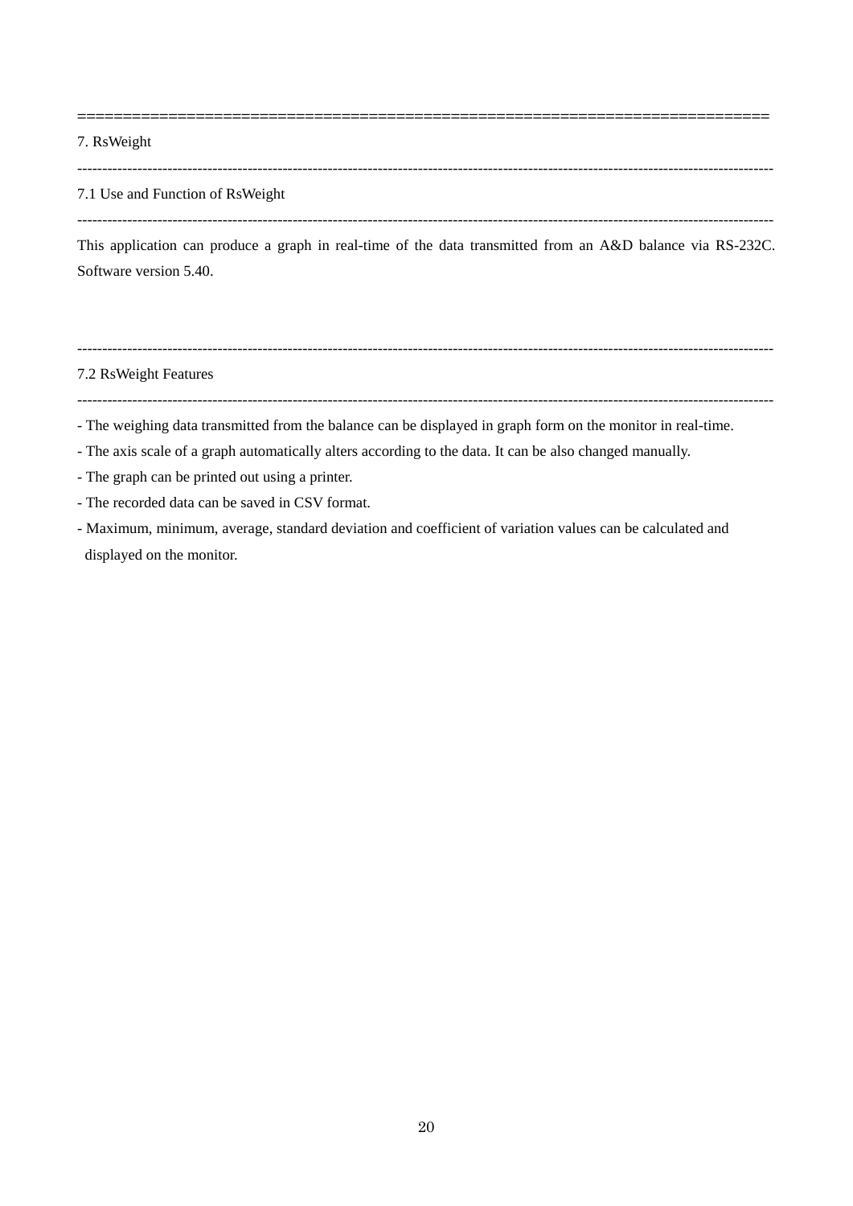# 7. RsWeight

## 7.1 Use and Function of RsWeight

This application can produce a graph in real-time of the data transmitted from an A&D balance via RS-232C. Software version 5.40.

## 7.2 RsWeight Features

- The weighing data transmitted from the balance can be displayed in graph form on the monitor in real-time.
- The axis scale of a graph automatically alters according to the data. It can be also changed manually.
- The graph can be printed out using a printer.
- The recorded data can be saved in CSV format.
- Maximum, minimum, average, standard deviation and coefficient of variation values can be calculated and displayed on the monitor.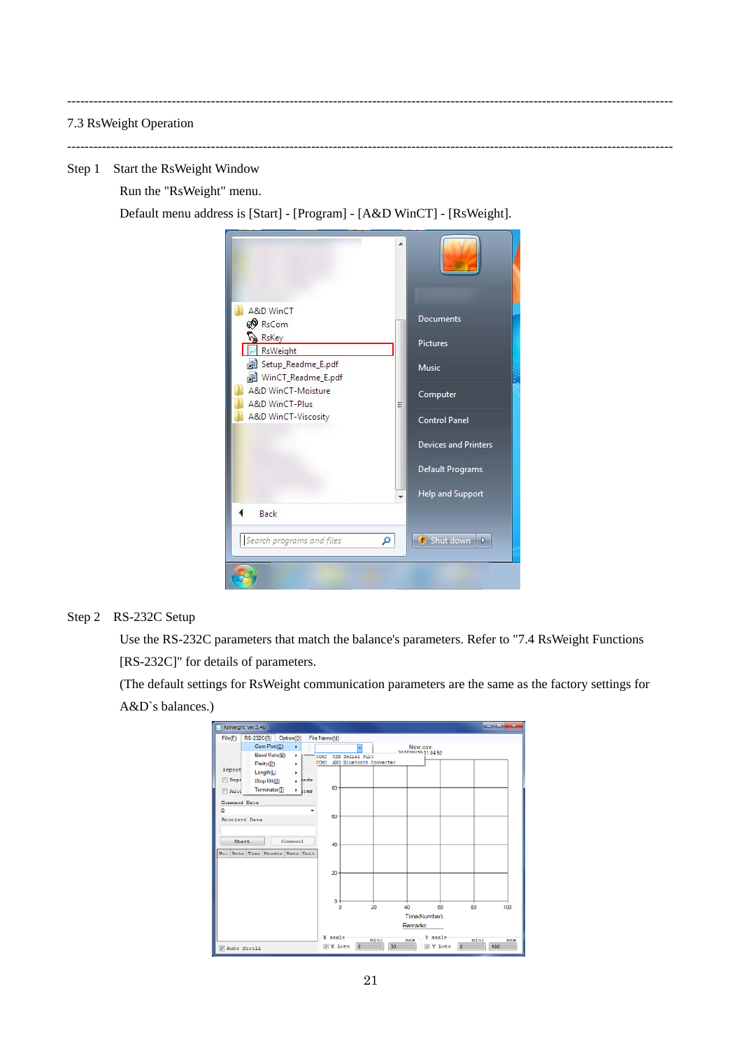## 7.3 RsWeight Operation

Step 1 Start the RsWeight Window

Run the "RsWeight" menu.

Default menu address is [Start] - [Program] - [A&D WinCT] - [RsWeight].

Step 2 RS-232C Setup

Use the RS-232C parameters that match the balance's parameters. Refer to "7.4 RsWeight Functions [RS-232C]" for details of parameters.

(The default settings for RsWeight communication parameters are the same as the factory settings for A&D`s balances.)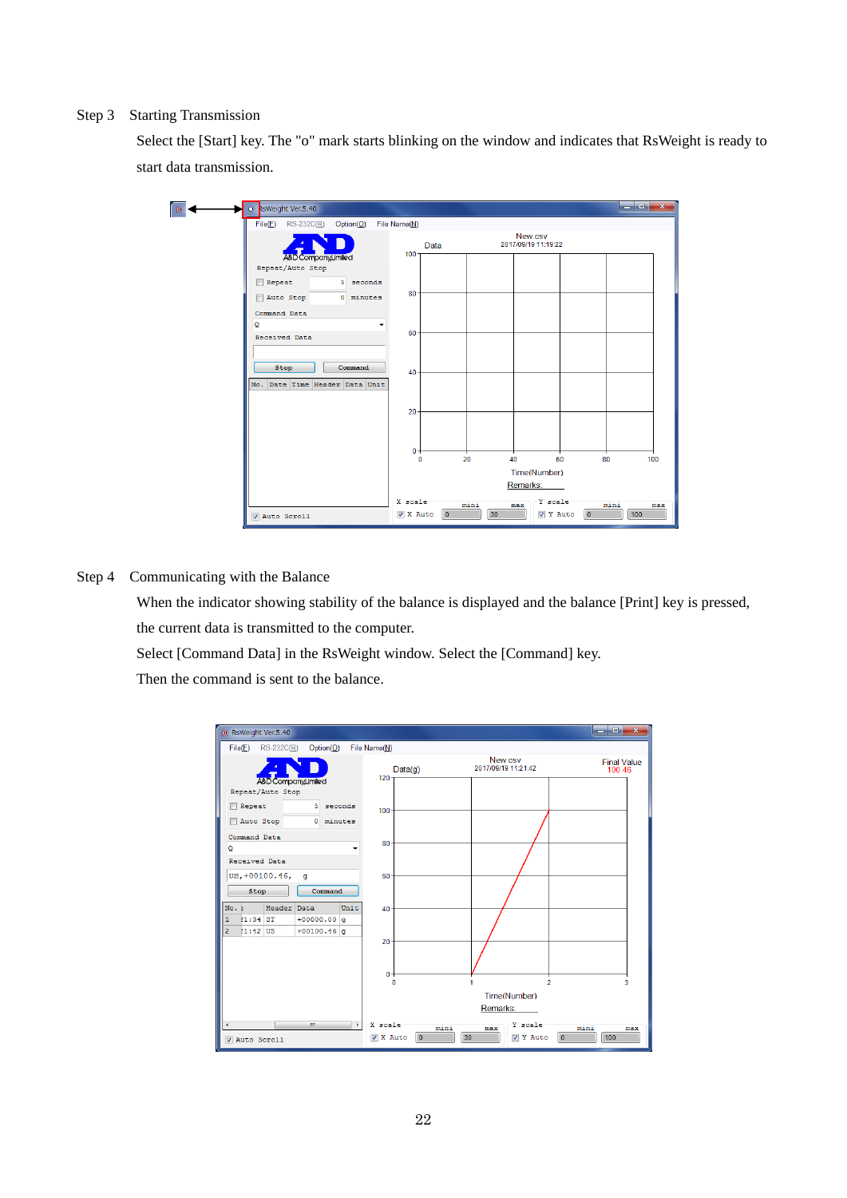Step 3 Starting Transmission

Select the [Start] key. The "o" mark starts blinking on the window and indicates that RsWeight is ready to start data transmission.

Step 4 Communicating with the Balance

When the indicator showing stability of the balance is displayed and the balance [Print] key is pressed, the current data is transmitted to the computer.

Select [Command Data] in the RsWeight window. Select the [Command] key.

Then the command is sent to the balance.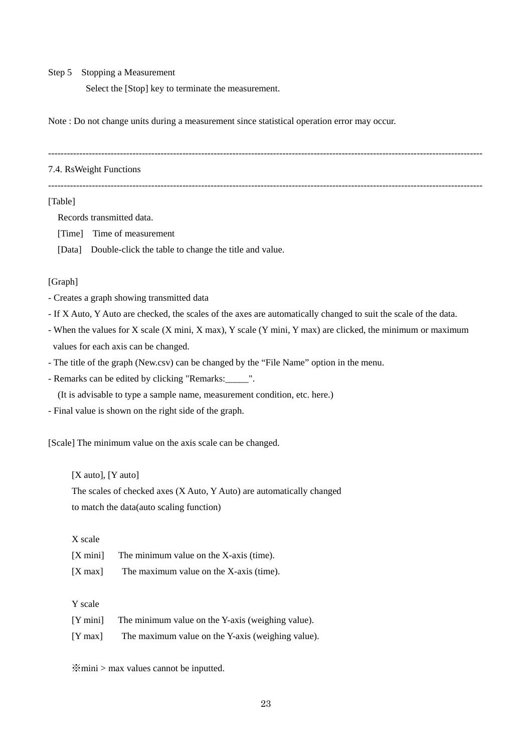Step 5 Stopping a Measurement

Select the [Stop] key to terminate the measurement.

Note : Do not change units during a measurement since statistical operation error may occur.

---

## 7.4. RsWeight Functions

---

[Table]

Records transmitted data.

[Time] Time of measurement

[Data] Double-click the table to change the title and value.

[Graph]

- Creates a graph showing transmitted data
- If X Auto, Y Auto are checked, the scales of the axes are automatically changed to suit the scale of the data.
- When the values for X scale (X mini, X max), Y scale (Y mini, Y max) are clicked, the minimum or maximum values for each axis can be changed.
- The title of the graph (New.csv) can be changed by the “File Name” option in the menu.
- Remarks can be edited by clicking "Remarks:_____".
  (It is advisable to type a sample name, measurement condition, etc. here.)
- Final value is shown on the right side of the graph.

[Scale] The minimum value on the axis scale can be changed.

[X auto], [Y auto]
The scales of checked axes (X Auto, Y Auto) are automatically changed to match the data(auto scaling function)

X scale

[X mini] The minimum value on the X-axis (time).

[X max] The maximum value on the X-axis (time).

Y scale

[Y mini] The minimum value on the Y-axis (weighing value).

[Y max] The maximum value on the Y-axis (weighing value).

※mini > max values cannot be inputted.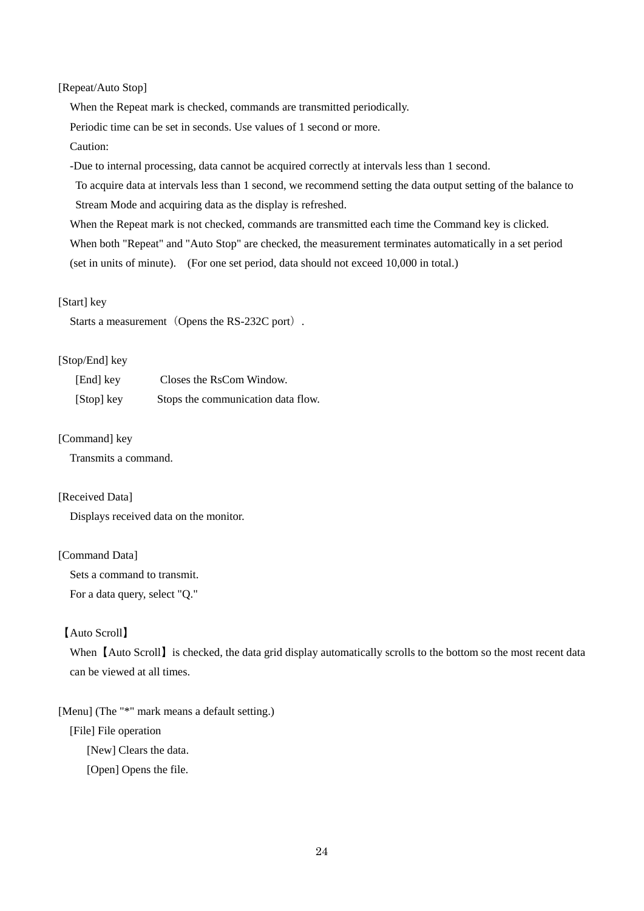[Repeat/Auto Stop]

When the Repeat mark is checked, commands are transmitted periodically.

Periodic time can be set in seconds. Use values of 1 second or more.

Caution:

-Due to internal processing, data cannot be acquired correctly at intervals less than 1 second.
To acquire data at intervals less than 1 second, we recommend setting the data output setting of the balance to Stream Mode and acquiring data as the display is refreshed.

When the Repeat mark is not checked, commands are transmitted each time the Command key is clicked.

When both "Repeat" and "Auto Stop" are checked, the measurement terminates automatically in a set period (set in units of minute).　(For one set period, data should not exceed 10,000 in total.)

[Start] key

Starts a measurement（Opens the RS-232C port）.

[Stop/End] key

[End] key　　　Closes the RsCom Window.

[Stop] key　　　Stops the communication data flow.

[Command] key

Transmits a command.

[Received Data]

Displays received data on the monitor.

[Command Data]

Sets a command to transmit.

For a data query, select "Q."

【Auto Scroll】

When【Auto Scroll】is checked, the data grid display automatically scrolls to the bottom so the most recent data can be viewed at all times.

[Menu] (The "*" mark means a default setting.)

[File] File operation

[New] Clears the data.

[Open] Opens the file.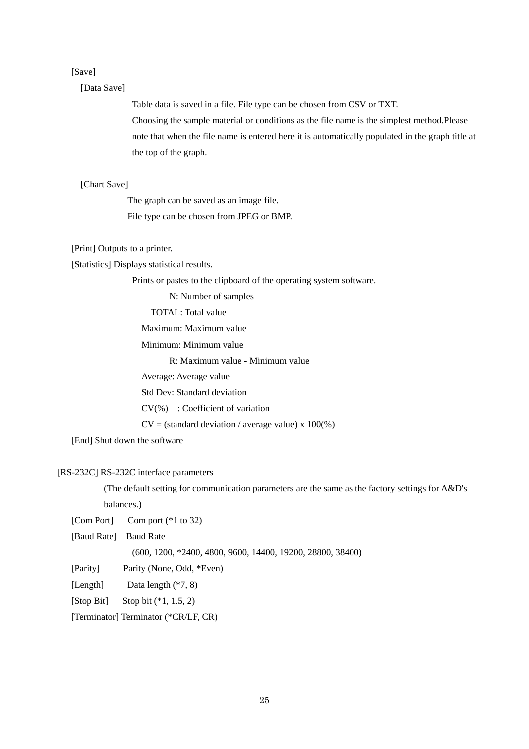[Save]

[Data Save]

Table data is saved in a file. File type can be chosen from CSV or TXT.
Choosing the sample material or conditions as the file name is the simplest method.Please note that when the file name is entered here it is automatically populated in the graph title at the top of the graph.

[Chart Save]

The graph can be saved as an image file.
File type can be chosen from JPEG or BMP.

[Print] Outputs to a printer.

[Statistics] Displays statistical results.

Prints or pastes to the clipboard of the operating system software.

N: Number of samples
TOTAL: Total value
Maximum: Maximum value
Minimum: Minimum value
R: Maximum value - Minimum value
Average: Average value
Std Dev: Standard deviation
CV(%) : Coefficient of variation
CV = (standard deviation / average value) x 100(%)

[End] Shut down the software

[RS-232C] RS-232C interface parameters

(The default setting for communication parameters are the same as the factory settings for A&D's balances.)

[Com Port] Com port (*1 to 32)

[Baud Rate] Baud Rate

(600, 1200, *2400, 4800, 9600, 14400, 19200, 28800, 38400)

[Parity] Parity (None, Odd, *Even)

[Length] Data length (*7, 8)

[Stop Bit] Stop bit (*1, 1.5, 2)

[Terminator] Terminator (*CR/LF, CR)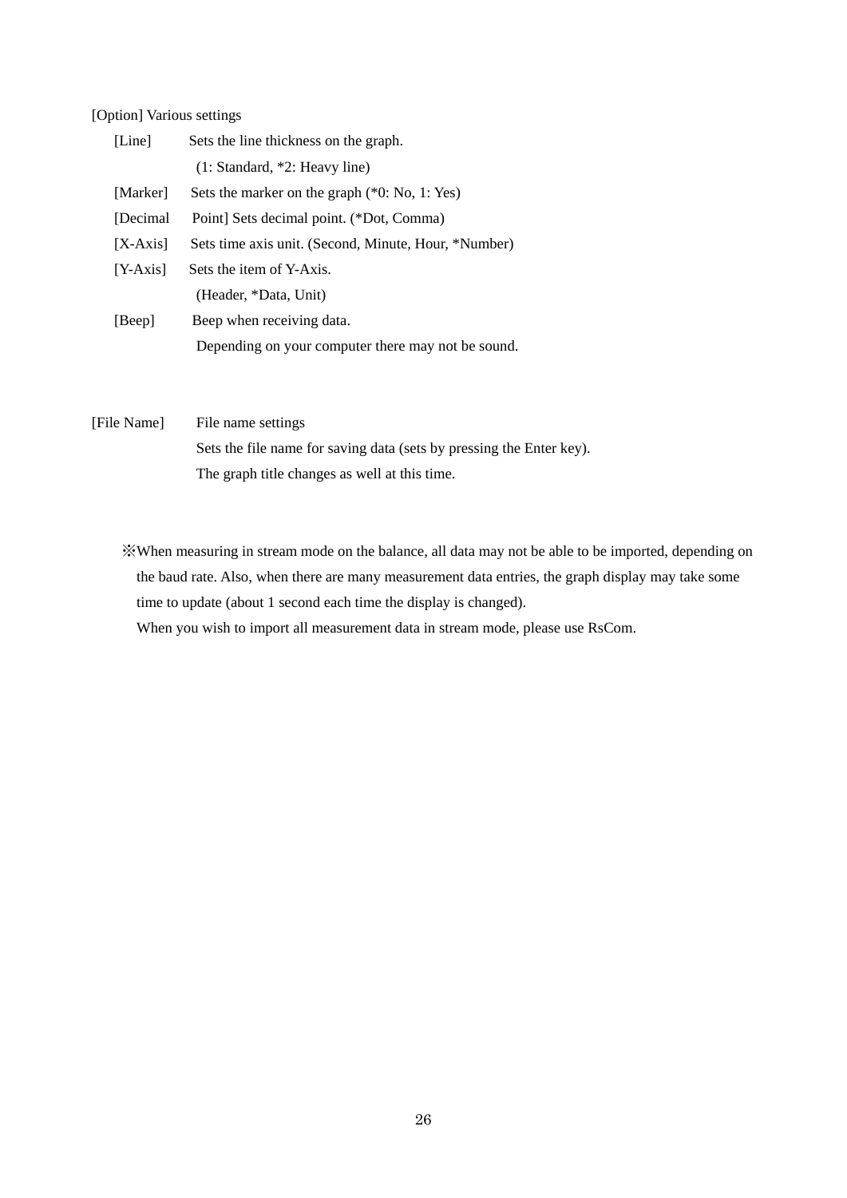[Option] Various settings

[Line] Sets the line thickness on the graph.
(1: Standard, *2: Heavy line)

[Marker] Sets the marker on the graph (*0: No, 1: Yes)

[Decimal Point] Sets decimal point. (*Dot, Comma)

[X-Axis] Sets time axis unit. (Second, Minute, Hour, *Number)

[Y-Axis] Sets the item of Y-Axis.
(Header, *Data, Unit)

[Beep] Beep when receiving data.
Depending on your computer there may not be sound.

[File Name] File name settings
Sets the file name for saving data (sets by pressing the Enter key).
The graph title changes as well at this time.

※When measuring in stream mode on the balance, all data may not be able to be imported, depending on the baud rate. Also, when there are many measurement data entries, the graph display may take some time to update (about 1 second each time the display is changed).
When you wish to import all measurement data in stream mode, please use RsCom.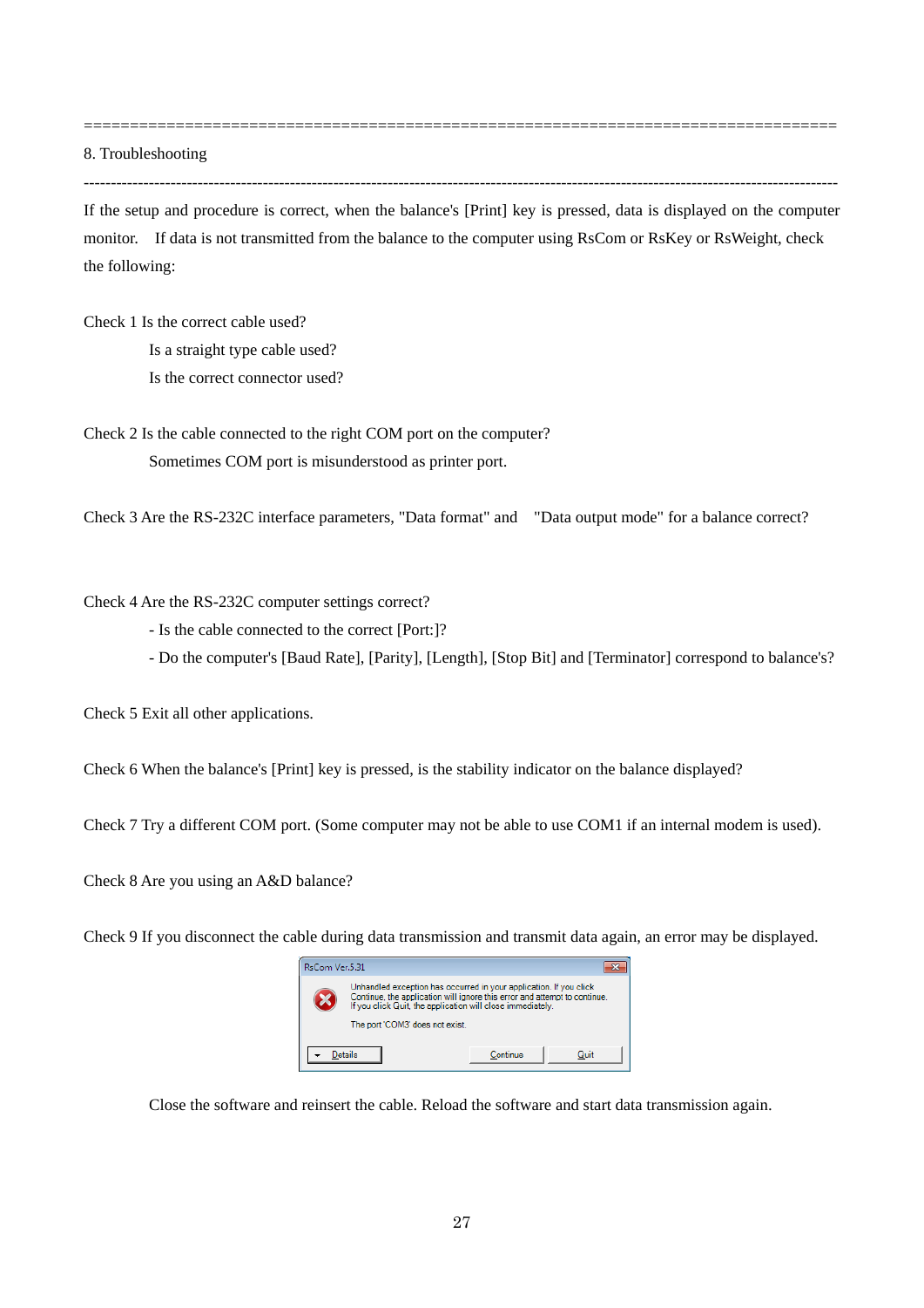## 8. Troubleshooting

If the setup and procedure is correct, when the balance's [Print] key is pressed, data is displayed on the computer monitor. If data is not transmitted from the balance to the computer using RsCom or RsKey or RsWeight, check the following:

Check 1 Is the correct cable used?

- Is a straight type cable used?
- Is the correct connector used?

Check 2 Is the cable connected to the right COM port on the computer?

- Sometimes COM port is misunderstood as printer port.

Check 3 Are the RS-232C interface parameters, "Data format" and "Data output mode" for a balance correct?

Check 4 Are the RS-232C computer settings correct?

- Is the cable connected to the correct [Port:]?
- Do the computer's [Baud Rate], [Parity], [Length], [Stop Bit] and [Terminator] correspond to balance's?

Check 5 Exit all other applications.

Check 6 When the balance's [Print] key is pressed, is the stability indicator on the balance displayed?

Check 7 Try a different COM port. (Some computer may not be able to use COM1 if an internal modem is used).

Check 8 Are you using an A&D balance?

Check 9 If you disconnect the cable during data transmission and transmit data again, an error may be displayed.

RsCom Ver.5.31

Unhandled exception has occurred in your application. If you click Continue, the application will ignore this error and attempt to continue. If you click Quit, the application will close immediately.

The port 'COM3' does not exist.

Details Continue Quit

Close the software and reinsert the cable. Reload the software and start data transmission again.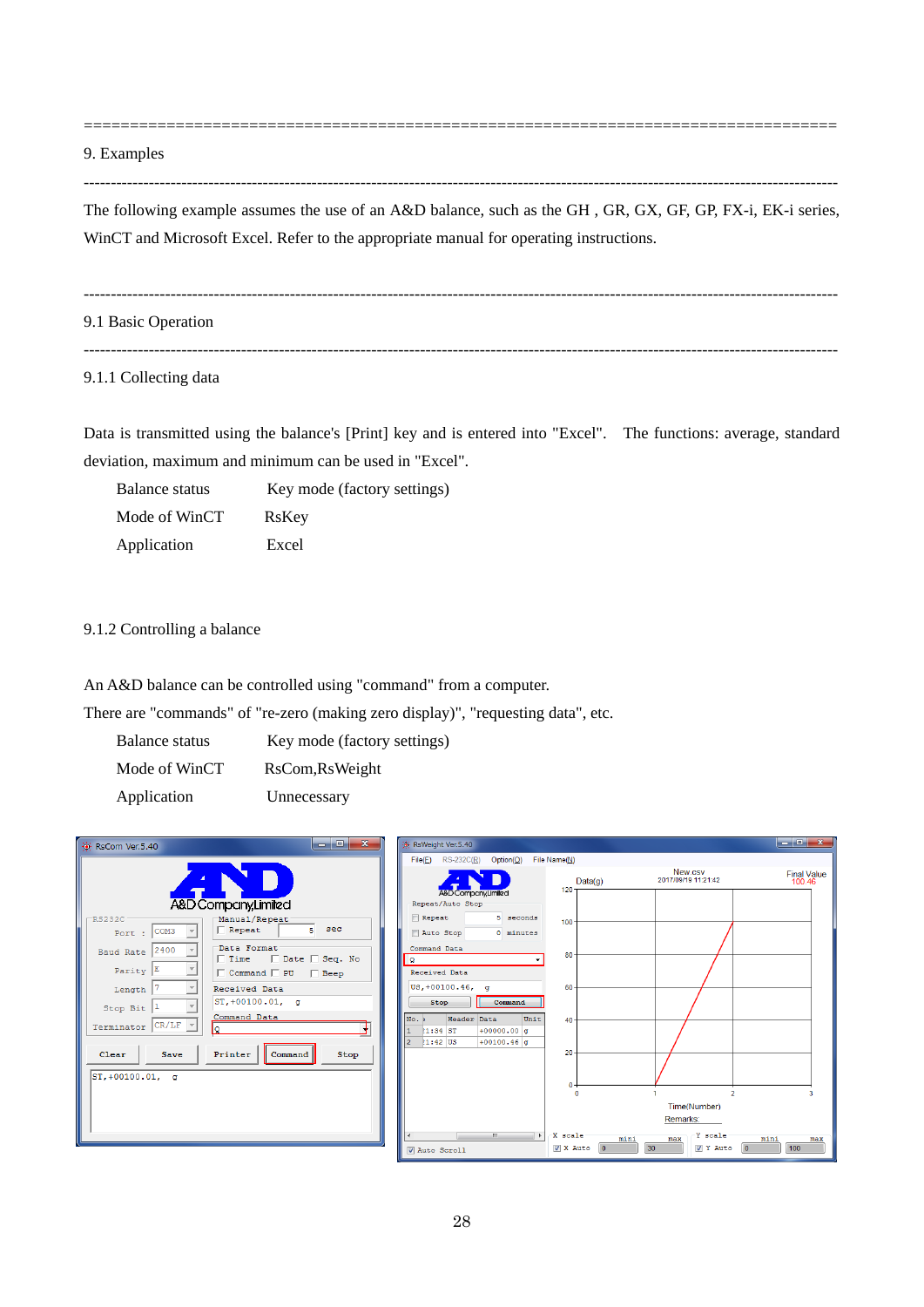# 9. Examples

The following example assumes the use of an A&D balance, such as the GH , GR, GX, GF, GP, FX-i, EK-i series, WinCT and Microsoft Excel. Refer to the appropriate manual for operating instructions.

## 9.1 Basic Operation

### 9.1.1 Collecting data

Data is transmitted using the balance's [Print] key and is entered into "Excel". The functions: average, standard deviation, maximum and minimum can be used in "Excel".

| | |
|---|---|
| Balance status | Key mode (factory settings) |
| Mode of WinCT | RsKey |
| Application | Excel |

### 9.1.2 Controlling a balance

An A&D balance can be controlled using "command" from a computer.

There are "commands" of "re-zero (making zero display)", "requesting data", etc.

| | |
|---|---|
| Balance status | Key mode (factory settings) |
| Mode of WinCT | RsCom,RsWeight |
| Application | Unnecessary |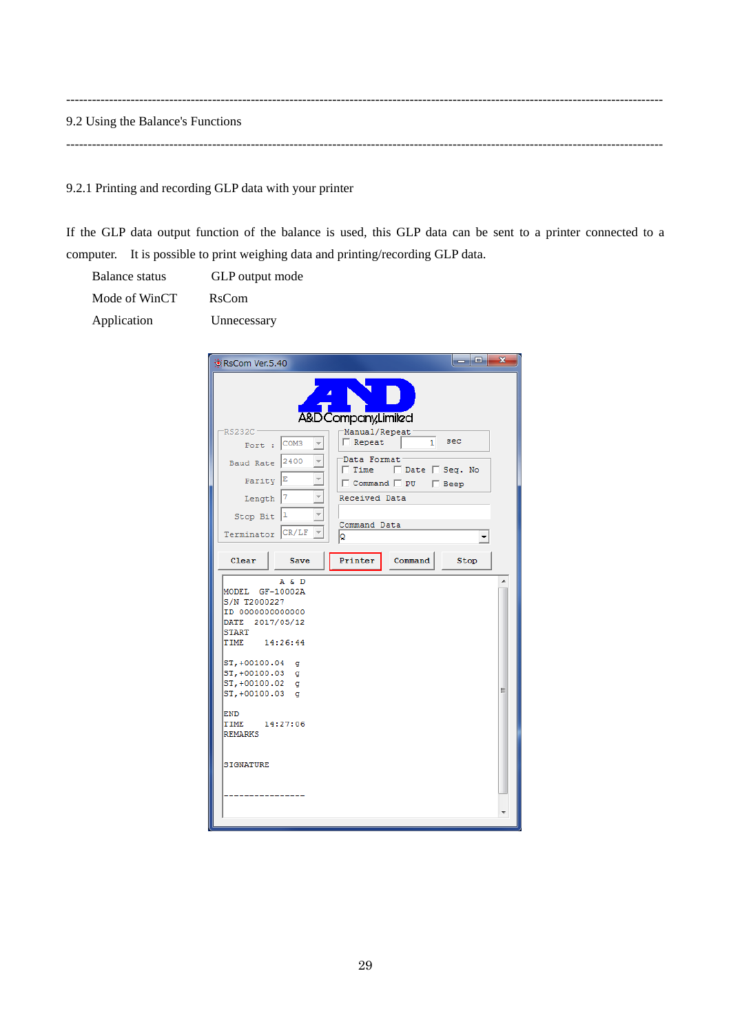---

## 9.2 Using the Balance's Functions

---

### 9.2.1 Printing and recording GLP data with your printer

If the GLP data output function of the balance is used, this GLP data can be sent to a printer connected to a computer. It is possible to print weighing data and printing/recording GLP data.

| | |
|---|---|
| Balance status | GLP output mode |
| Mode of WinCT | RsCom |
| Application | Unnecessary |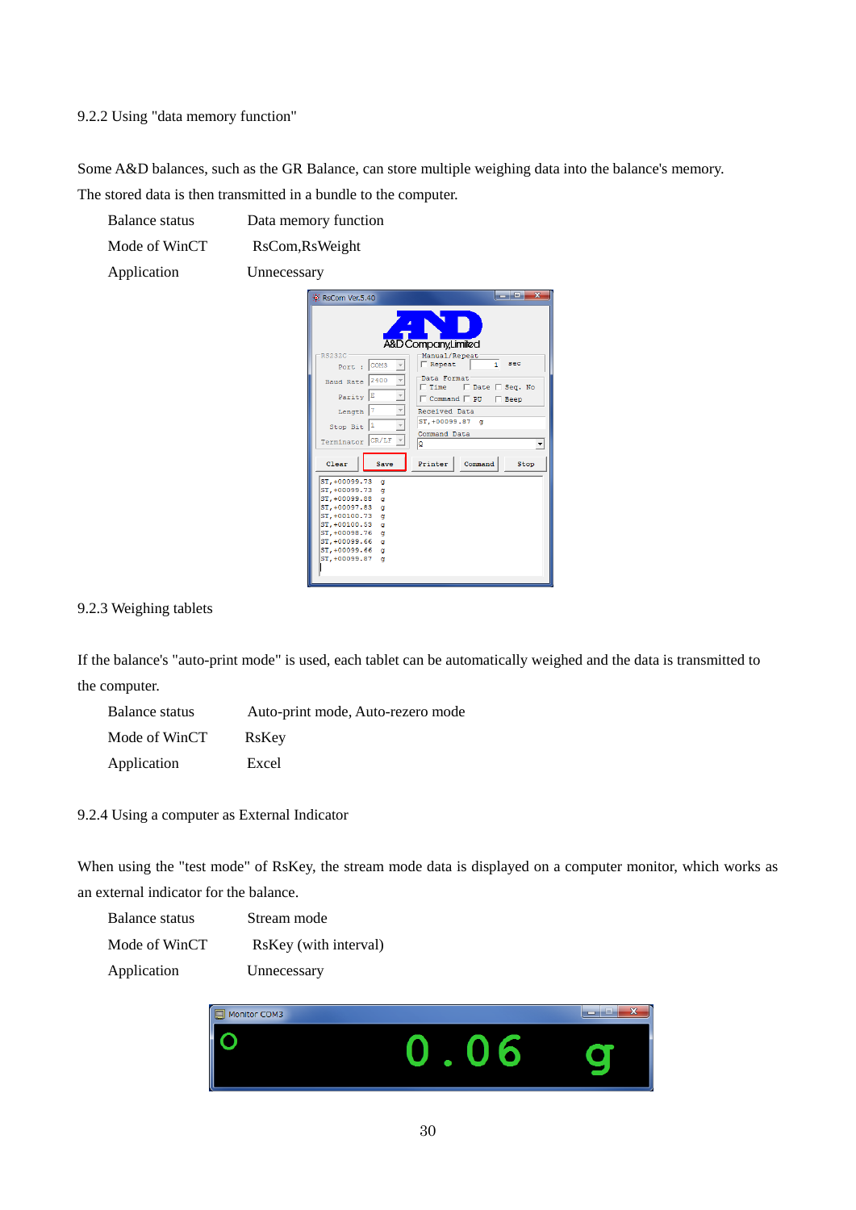### 9.2.2 Using "data memory function"

Some A&D balances, such as the GR Balance, can store multiple weighing data into the balance's memory. The stored data is then transmitted in a bundle to the computer.

| | |
|---|---|
| Balance status | Data memory function |
| Mode of WinCT | RsCom,RsWeight |
| Application | Unnecessary |

### 9.2.3 Weighing tablets

If the balance's "auto-print mode" is used, each tablet can be automatically weighed and the data is transmitted to the computer.

| | |
|---|---|
| Balance status | Auto-print mode, Auto-rezero mode |
| Mode of WinCT | RsKey |
| Application | Excel |

### 9.2.4 Using a computer as External Indicator

When using the "test mode" of RsKey, the stream mode data is displayed on a computer monitor, which works as an external indicator for the balance.

| | |
|---|---|
| Balance status | Stream mode |
| Mode of WinCT | RsKey (with interval) |
| Application | Unnecessary |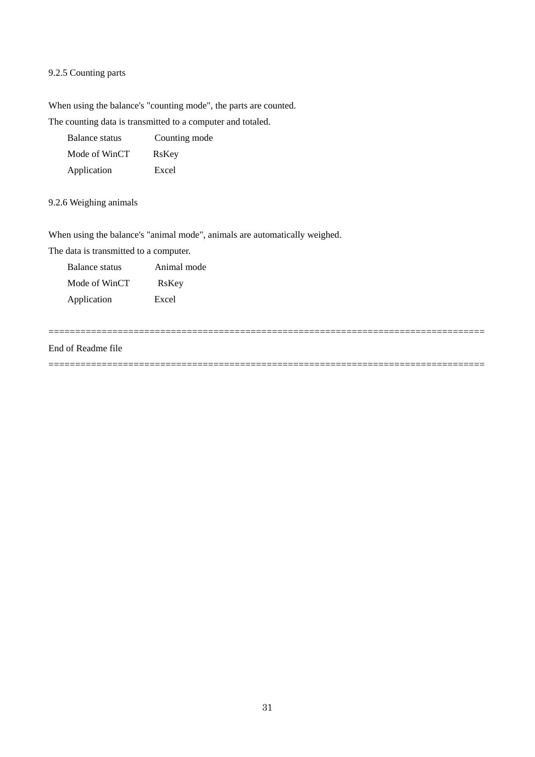### 9.2.5 Counting parts

When using the balance's "counting mode", the parts are counted.
The counting data is transmitted to a computer and totaled.

| | |
|---|---|
| Balance status | Counting mode |
| Mode of WinCT | RsKey |
| Application | Excel |

### 9.2.6 Weighing animals

When using the balance's "animal mode", animals are automatically weighed.
The data is transmitted to a computer.

| | |
|---|---|
| Balance status | Animal mode |
| Mode of WinCT | RsKey |
| Application | Excel |

================================================================================

End of Readme file

================================================================================